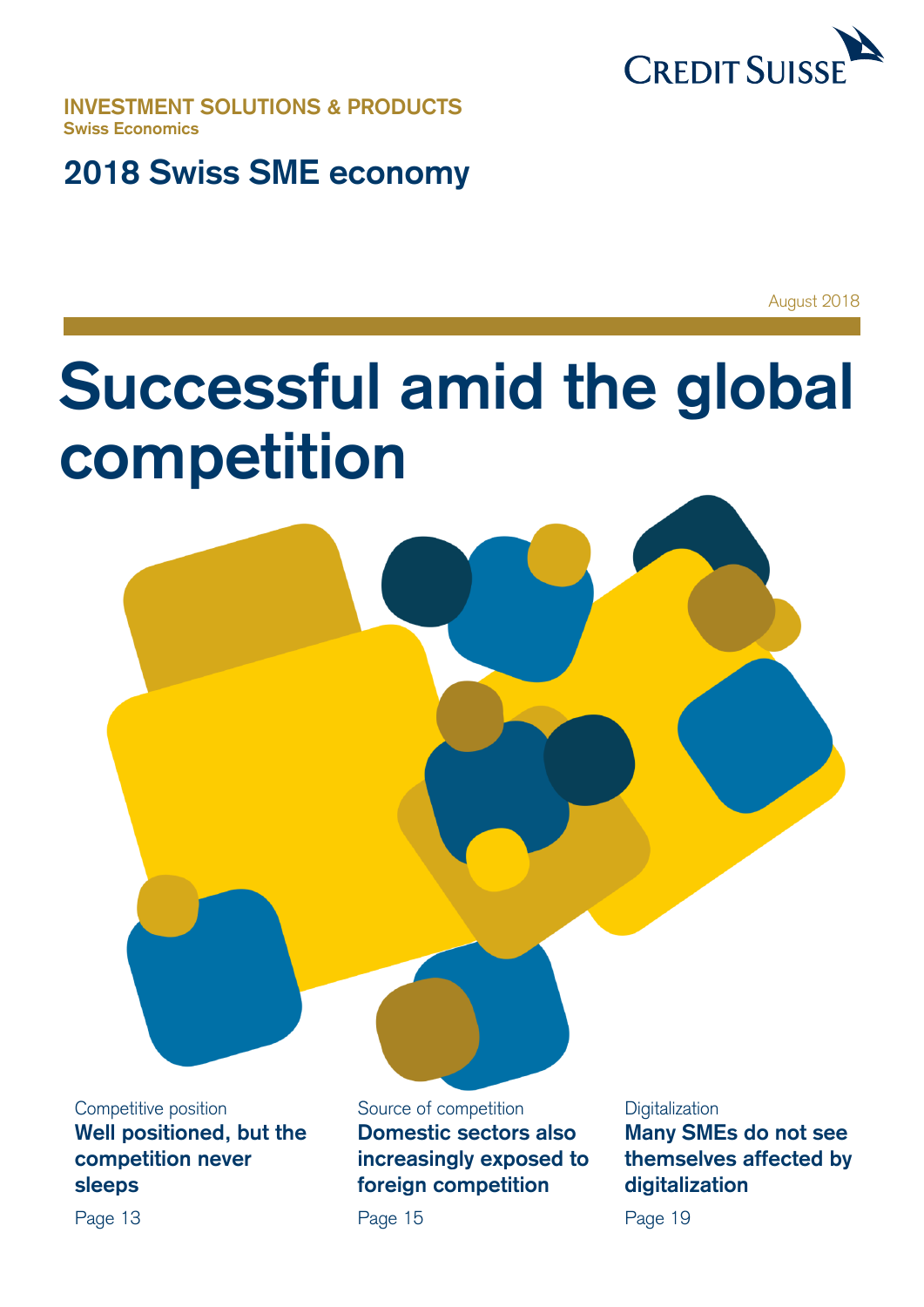CREDIT SUISSE

**INVESTMENT SOLUTIONS & PRODUCTS**
**Swiss Economics**

## 2018 Swiss SME economy

August 2018

# Successful amid the global competition

Competitive position
**Well positioned, but the competition never sleeps**
Page 13

Source of competition
**Domestic sectors also increasingly exposed to foreign competition**
Page 15

Digitalization
**Many SMEs do not see themselves affected by digitalization**
Page 19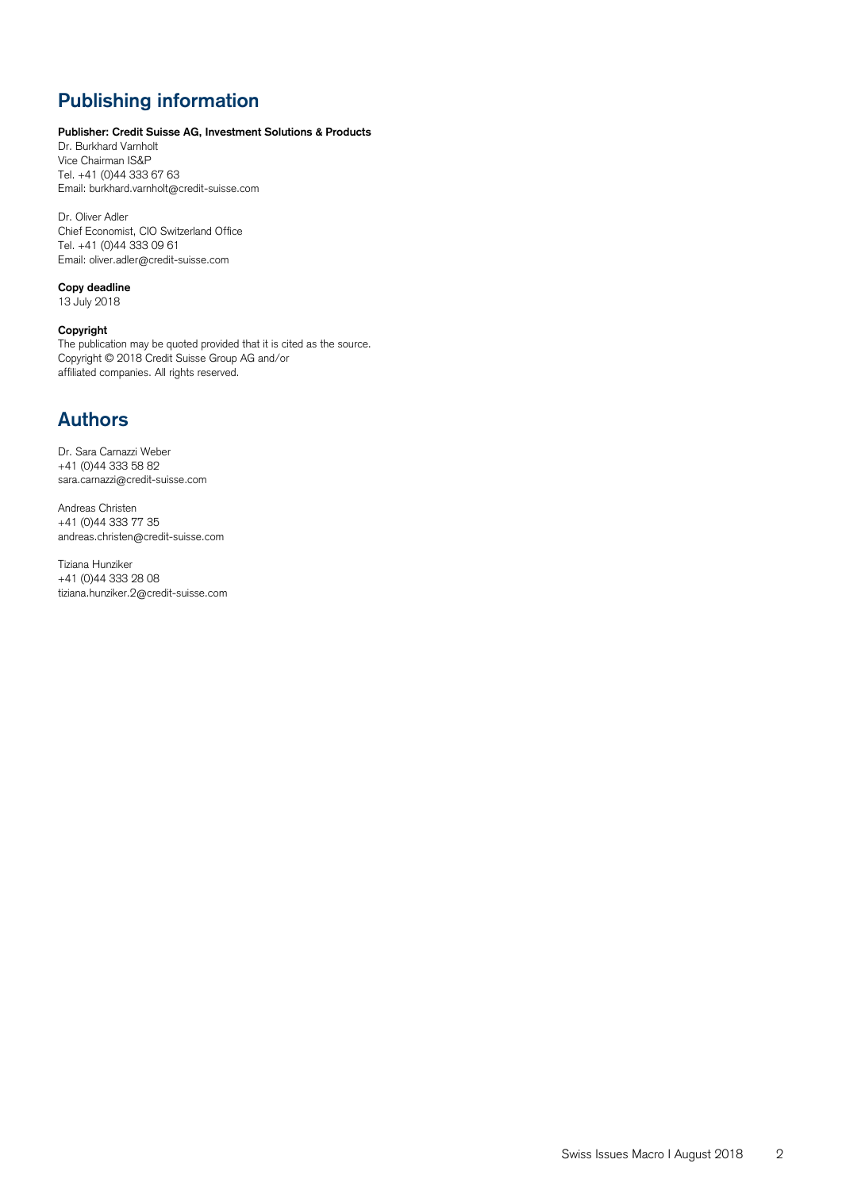## Publishing information

**Publisher: Credit Suisse AG, Investment Solutions & Products**
Dr. Burkhard Varnholt
Vice Chairman IS&P
Tel. +41 (0)44 333 67 63
Email: burkhard.varnholt@credit-suisse.com

Dr. Oliver Adler
Chief Economist, CIO Switzerland Office
Tel. +41 (0)44 333 09 61
Email: oliver.adler@credit-suisse.com

**Copy deadline**
13 July 2018

**Copyright**
The publication may be quoted provided that it is cited as the source.
Copyright © 2018 Credit Suisse Group AG and/or
affiliated companies. All rights reserved.

## Authors

Dr. Sara Carnazzi Weber
+41 (0)44 333 58 82
sara.carnazzi@credit-suisse.com

Andreas Christen
+41 (0)44 333 77 35
andreas.christen@credit-suisse.com

Tiziana Hunziker
+41 (0)44 333 28 08
tiziana.hunziker.2@credit-suisse.com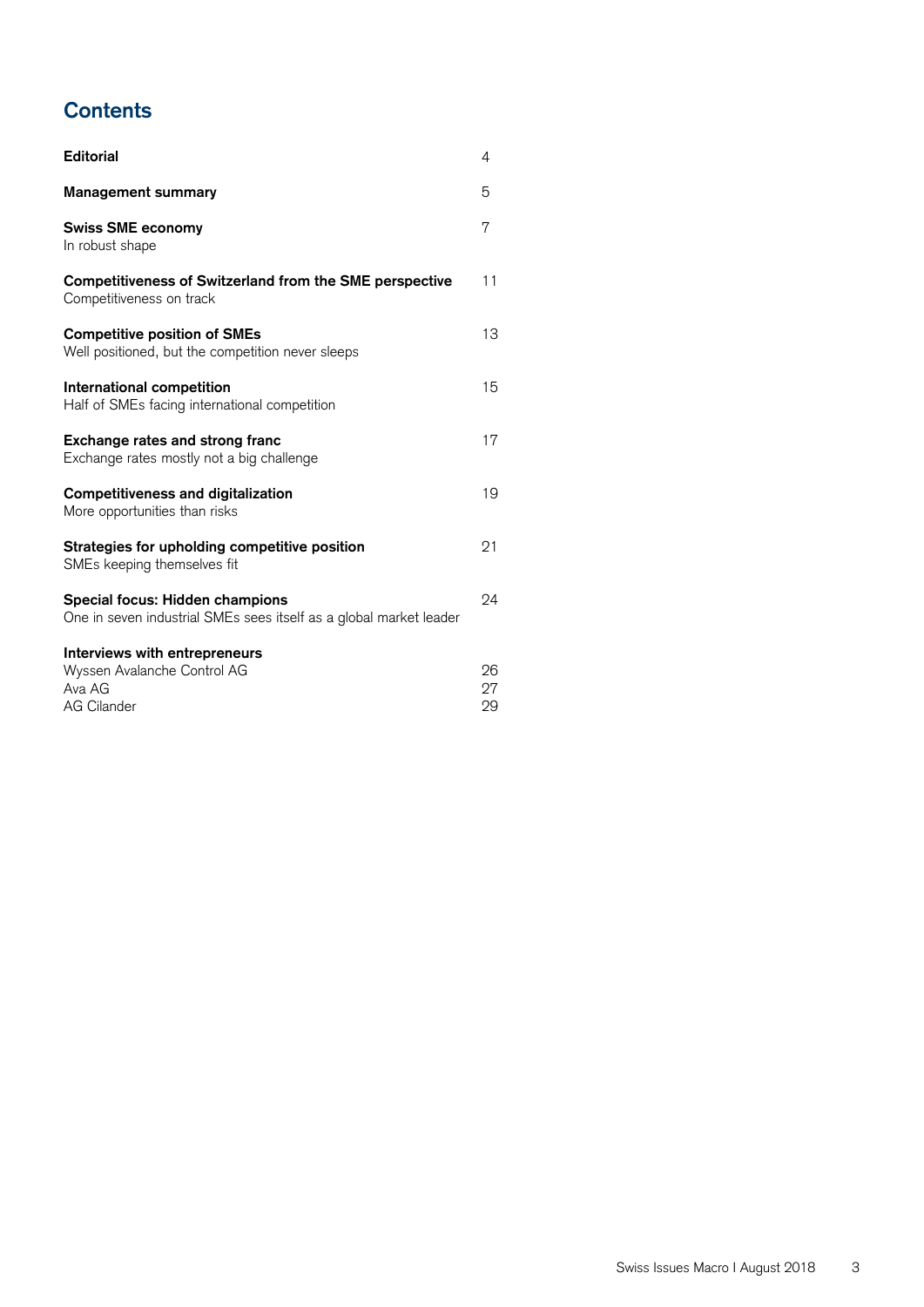## Contents

| | |
|---|---|
| **Editorial** | 4 |
| **Management summary** | 5 |
| **Swiss SME economy**<br>In robust shape | 7 |
| **Competitiveness of Switzerland from the SME perspective**<br>Competitiveness on track | 11 |
| **Competitive position of SMEs**<br>Well positioned, but the competition never sleeps | 13 |
| **International competition**<br>Half of SMEs facing international competition | 15 |
| **Exchange rates and strong franc**<br>Exchange rates mostly not a big challenge | 17 |
| **Competitiveness and digitalization**<br>More opportunities than risks | 19 |
| **Strategies for upholding competitive position**<br>SMEs keeping themselves fit | 21 |
| **Special focus: Hidden champions**<br>One in seven industrial SMEs sees itself as a global market leader | 24 |
| **Interviews with entrepreneurs** | |
| Wyssen Avalanche Control AG | 26 |
| Ava AG | 27 |
| AG Cilander | 29 |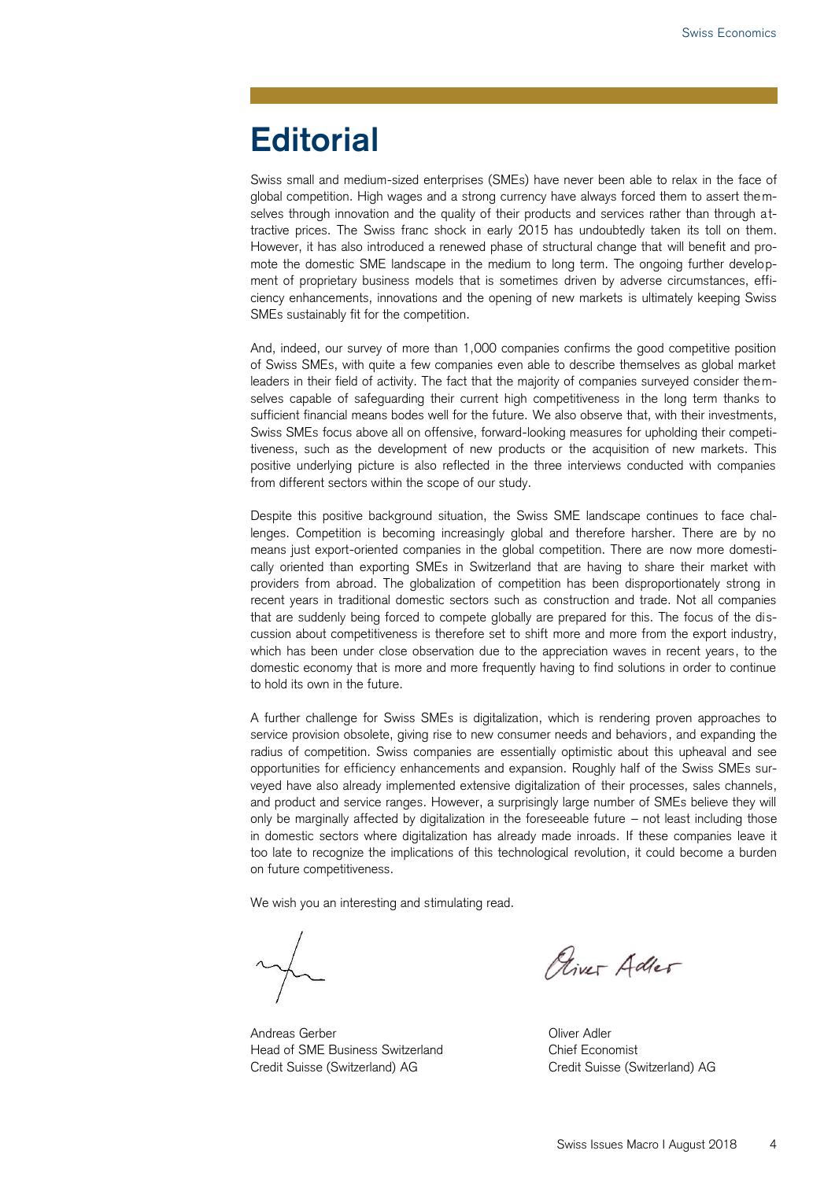# Editorial

Swiss small and medium-sized enterprises (SMEs) have never been able to relax in the face of global competition. High wages and a strong currency have always forced them to assert themselves through innovation and the quality of their products and services rather than through attractive prices. The Swiss franc shock in early 2015 has undoubtedly taken its toll on them. However, it has also introduced a renewed phase of structural change that will benefit and promote the domestic SME landscape in the medium to long term. The ongoing further development of proprietary business models that is sometimes driven by adverse circumstances, efficiency enhancements, innovations and the opening of new markets is ultimately keeping Swiss SMEs sustainably fit for the competition.

And, indeed, our survey of more than 1,000 companies confirms the good competitive position of Swiss SMEs, with quite a few companies even able to describe themselves as global market leaders in their field of activity. The fact that the majority of companies surveyed consider themselves capable of safeguarding their current high competitiveness in the long term thanks to sufficient financial means bodes well for the future. We also observe that, with their investments, Swiss SMEs focus above all on offensive, forward-looking measures for upholding their competitiveness, such as the development of new products or the acquisition of new markets. This positive underlying picture is also reflected in the three interviews conducted with companies from different sectors within the scope of our study.

Despite this positive background situation, the Swiss SME landscape continues to face challenges. Competition is becoming increasingly global and therefore harsher. There are by no means just export-oriented companies in the global competition. There are now more domestically oriented than exporting SMEs in Switzerland that are having to share their market with providers from abroad. The globalization of competition has been disproportionately strong in recent years in traditional domestic sectors such as construction and trade. Not all companies that are suddenly being forced to compete globally are prepared for this. The focus of the discussion about competitiveness is therefore set to shift more and more from the export industry, which has been under close observation due to the appreciation waves in recent years, to the domestic economy that is more and more frequently having to find solutions in order to continue to hold its own in the future.

A further challenge for Swiss SMEs is digitalization, which is rendering proven approaches to service provision obsolete, giving rise to new consumer needs and behaviors, and expanding the radius of competition. Swiss companies are essentially optimistic about this upheaval and see opportunities for efficiency enhancements and expansion. Roughly half of the Swiss SMEs surveyed have also already implemented extensive digitalization of their processes, sales channels, and product and service ranges. However, a surprisingly large number of SMEs believe they will only be marginally affected by digitalization in the foreseeable future – not least including those in domestic sectors where digitalization has already made inroads. If these companies leave it too late to recognize the implications of this technological revolution, it could become a burden on future competitiveness.

We wish you an interesting and stimulating read.

Andreas Gerber
Head of SME Business Switzerland
Credit Suisse (Switzerland) AG

Oliver Adler
Chief Economist
Credit Suisse (Switzerland) AG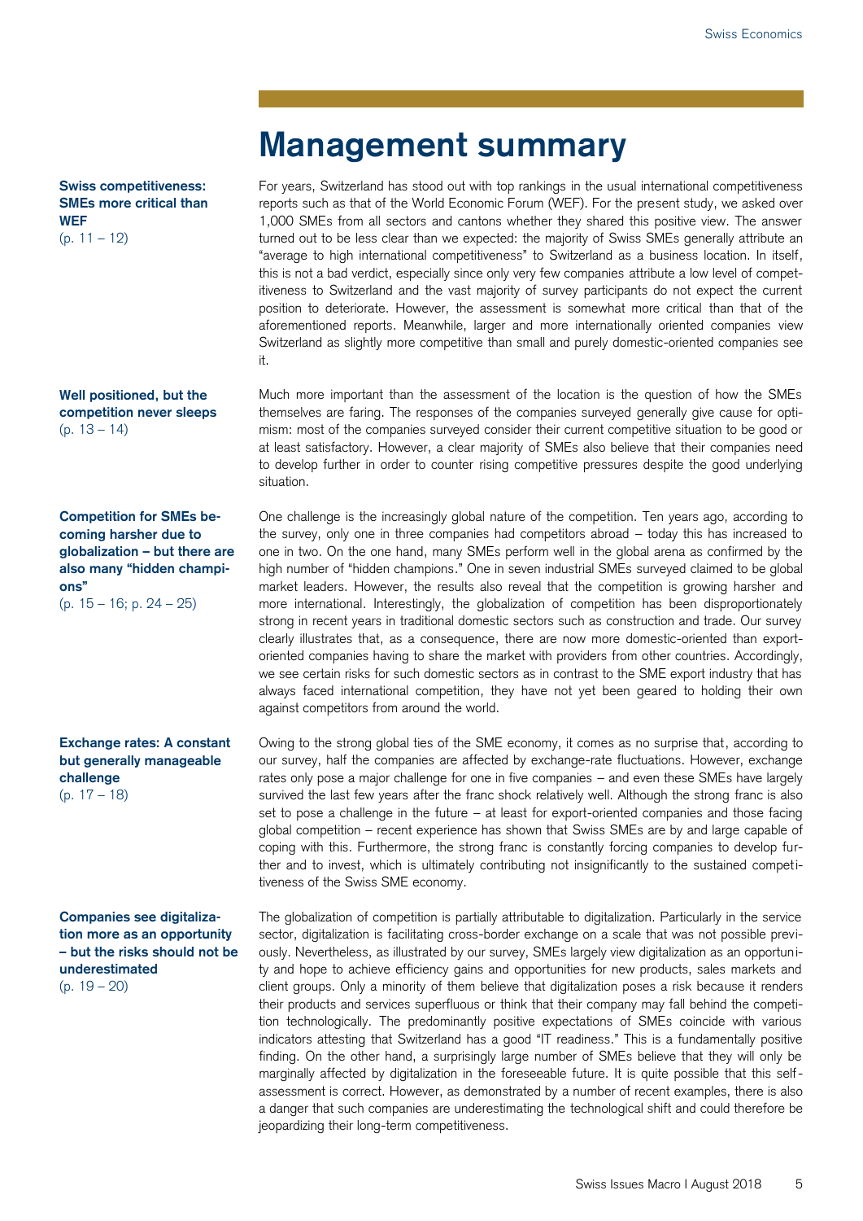# Management summary

**Swiss competitiveness: SMEs more critical than WEF**
(p. 11 – 12)

For years, Switzerland has stood out with top rankings in the usual international competitiveness reports such as that of the World Economic Forum (WEF). For the present study, we asked over 1,000 SMEs from all sectors and cantons whether they shared this positive view. The answer turned out to be less clear than we expected: the majority of Swiss SMEs generally attribute an "average to high international competitiveness" to Switzerland as a business location. In itself, this is not a bad verdict, especially since only very few companies attribute a low level of competitiveness to Switzerland and the vast majority of survey participants do not expect the current position to deteriorate. However, the assessment is somewhat more critical than that of the aforementioned reports. Meanwhile, larger and more internationally oriented companies view Switzerland as slightly more competitive than small and purely domestic-oriented companies see it.

**Well positioned, but the competition never sleeps**
(p. 13 – 14)

Much more important than the assessment of the location is the question of how the SMEs themselves are faring. The responses of the companies surveyed generally give cause for optimism: most of the companies surveyed consider their current competitive situation to be good or at least satisfactory. However, a clear majority of SMEs also believe that their companies need to develop further in order to counter rising competitive pressures despite the good underlying situation.

**Competition for SMEs becoming harsher due to globalization – but there are also many "hidden champions"**
(p. 15 – 16; p. 24 – 25)

One challenge is the increasingly global nature of the competition. Ten years ago, according to the survey, only one in three companies had competitors abroad – today this has increased to one in two. On the one hand, many SMEs perform well in the global arena as confirmed by the high number of "hidden champions." One in seven industrial SMEs surveyed claimed to be global market leaders. However, the results also reveal that the competition is growing harsher and more international. Interestingly, the globalization of competition has been disproportionately strong in recent years in traditional domestic sectors such as construction and trade. Our survey clearly illustrates that, as a consequence, there are now more domestic-oriented than export-oriented companies having to share the market with providers from other countries. Accordingly, we see certain risks for such domestic sectors as in contrast to the SME export industry that has always faced international competition, they have not yet been geared to holding their own against competitors from around the world.

**Exchange rates: A constant but generally manageable challenge**
(p. 17 – 18)

Owing to the strong global ties of the SME economy, it comes as no surprise that, according to our survey, half the companies are affected by exchange-rate fluctuations. However, exchange rates only pose a major challenge for one in five companies – and even these SMEs have largely survived the last few years after the franc shock relatively well. Although the strong franc is also set to pose a challenge in the future – at least for export-oriented companies and those facing global competition – recent experience has shown that Swiss SMEs are by and large capable of coping with this. Furthermore, the strong franc is constantly forcing companies to develop further and to invest, which is ultimately contributing not insignificantly to the sustained competitiveness of the Swiss SME economy.

**Companies see digitalization more as an opportunity – but the risks should not be underestimated**
(p. 19 – 20)

The globalization of competition is partially attributable to digitalization. Particularly in the service sector, digitalization is facilitating cross-border exchange on a scale that was not possible previously. Nevertheless, as illustrated by our survey, SMEs largely view digitalization as an opportunity and hope to achieve efficiency gains and opportunities for new products, sales markets and client groups. Only a minority of them believe that digitalization poses a risk because it renders their products and services superfluous or think that their company may fall behind the competition technologically. The predominantly positive expectations of SMEs coincide with various indicators attesting that Switzerland has a good "IT readiness." This is a fundamentally positive finding. On the other hand, a surprisingly large number of SMEs believe that they will only be marginally affected by digitalization in the foreseeable future. It is quite possible that this self-assessment is correct. However, as demonstrated by a number of recent examples, there is also a danger that such companies are underestimating the technological shift and could therefore be jeopardizing their long-term competitiveness.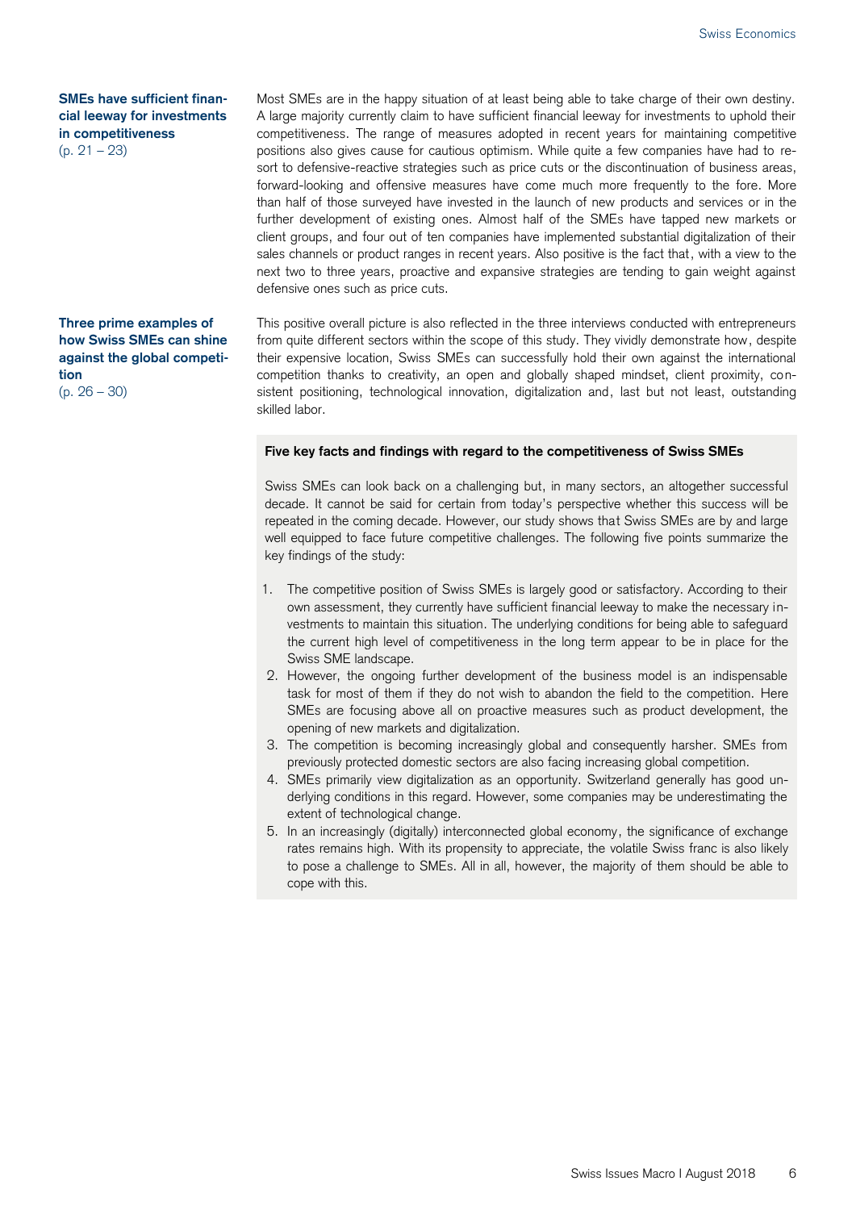**SMEs have sufficient financial leeway for investments in competitiveness**
(p. 21 – 23)

Most SMEs are in the happy situation of at least being able to take charge of their own destiny. A large majority currently claim to have sufficient financial leeway for investments to uphold their competitiveness. The range of measures adopted in recent years for maintaining competitive positions also gives cause for cautious optimism. While quite a few companies have had to resort to defensive-reactive strategies such as price cuts or the discontinuation of business areas, forward-looking and offensive measures have come much more frequently to the fore. More than half of those surveyed have invested in the launch of new products and services or in the further development of existing ones. Almost half of the SMEs have tapped new markets or client groups, and four out of ten companies have implemented substantial digitalization of their sales channels or product ranges in recent years. Also positive is the fact that, with a view to the next two to three years, proactive and expansive strategies are tending to gain weight against defensive ones such as price cuts.

**Three prime examples of how Swiss SMEs can shine against the global competition**
(p. 26 – 30)

This positive overall picture is also reflected in the three interviews conducted with entrepreneurs from quite different sectors within the scope of this study. They vividly demonstrate how, despite their expensive location, Swiss SMEs can successfully hold their own against the international competition thanks to creativity, an open and globally shaped mindset, client proximity, consistent positioning, technological innovation, digitalization and, last but not least, outstanding skilled labor.

**Five key facts and findings with regard to the competitiveness of Swiss SMEs**

Swiss SMEs can look back on a challenging but, in many sectors, an altogether successful decade. It cannot be said for certain from today's perspective whether this success will be repeated in the coming decade. However, our study shows that Swiss SMEs are by and large well equipped to face future competitive challenges. The following five points summarize the key findings of the study:

1. The competitive position of Swiss SMEs is largely good or satisfactory. According to their own assessment, they currently have sufficient financial leeway to make the necessary investments to maintain this situation. The underlying conditions for being able to safeguard the current high level of competitiveness in the long term appear to be in place for the Swiss SME landscape.
2. However, the ongoing further development of the business model is an indispensable task for most of them if they do not wish to abandon the field to the competition. Here SMEs are focusing above all on proactive measures such as product development, the opening of new markets and digitalization.
3. The competition is becoming increasingly global and consequently harsher. SMEs from previously protected domestic sectors are also facing increasing global competition.
4. SMEs primarily view digitalization as an opportunity. Switzerland generally has good underlying conditions in this regard. However, some companies may be underestimating the extent of technological change.
5. In an increasingly (digitally) interconnected global economy, the significance of exchange rates remains high. With its propensity to appreciate, the volatile Swiss franc is also likely to pose a challenge to SMEs. All in all, however, the majority of them should be able to cope with this.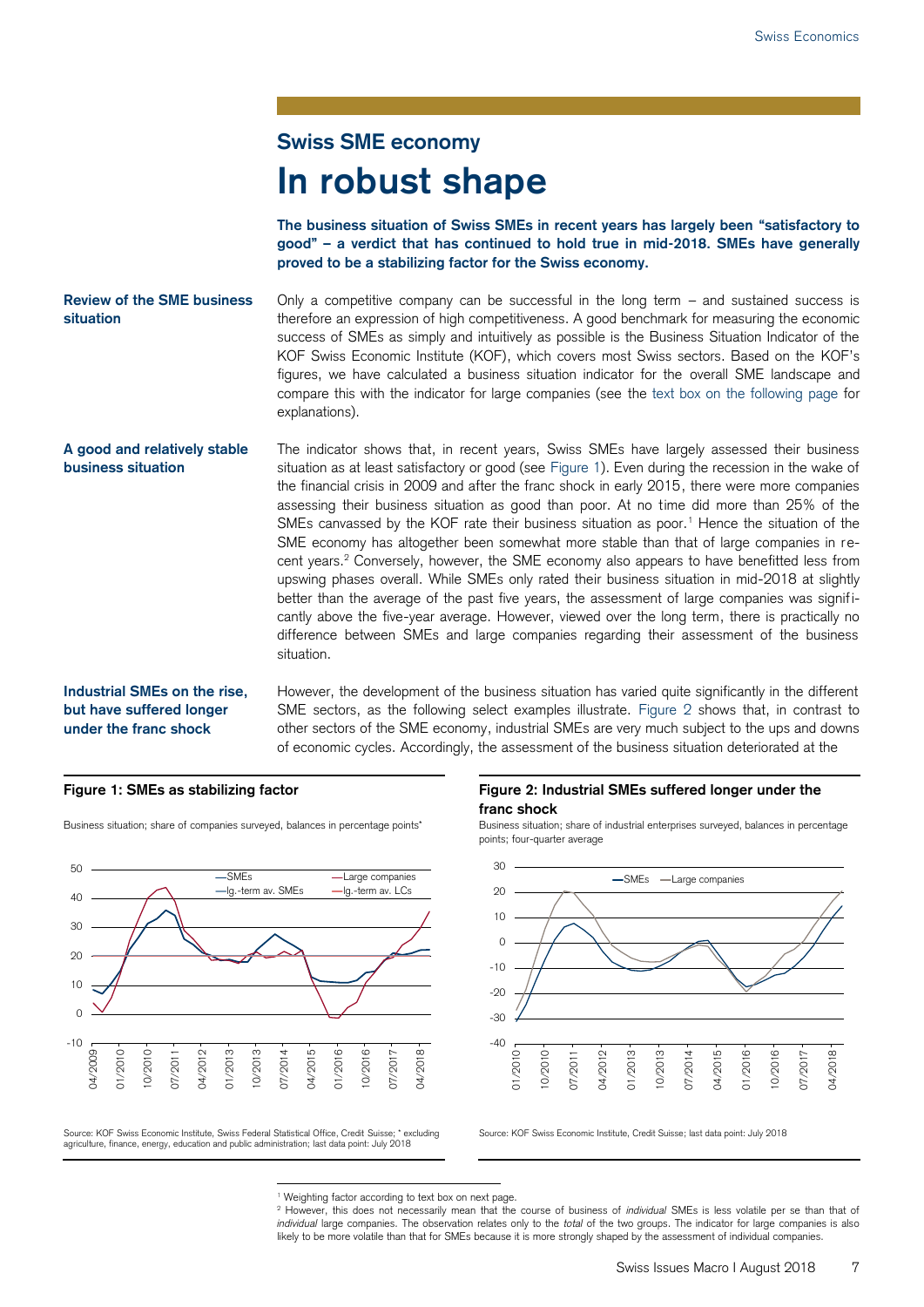## Swiss SME economy

# In robust shape

**The business situation of Swiss SMEs in recent years has largely been "satisfactory to good" – a verdict that has continued to hold true in mid-2018. SMEs have generally proved to be a stabilizing factor for the Swiss economy.**

**Review of the SME business situation**

Only a competitive company can be successful in the long term – and sustained success is therefore an expression of high competitiveness. A good benchmark for measuring the economic success of SMEs as simply and intuitively as possible is the Business Situation Indicator of the KOF Swiss Economic Institute (KOF), which covers most Swiss sectors. Based on the KOF's figures, we have calculated a business situation indicator for the overall SME landscape and compare this with the indicator for large companies (see the text box on the following page for explanations).

**A good and relatively stable business situation**

The indicator shows that, in recent years, Swiss SMEs have largely assessed their business situation as at least satisfactory or good (see Figure 1). Even during the recession in the wake of the financial crisis in 2009 and after the franc shock in early 2015, there were more companies assessing their business situation as good than poor. At no time did more than 25% of the SMEs canvassed by the KOF rate their business situation as poor.[1] Hence the situation of the SME economy has altogether been somewhat more stable than that of large companies in recent years.[2] Conversely, however, the SME economy also appears to have benefitted less from upswing phases overall. While SMEs only rated their business situation in mid-2018 at slightly better than the average of the past five years, the assessment of large companies was significantly above the five-year average. However, viewed over the long term, there is practically no difference between SMEs and large companies regarding their assessment of the business situation.

**Industrial SMEs on the rise, but have suffered longer under the franc shock**

However, the development of the business situation has varied quite significantly in the different SME sectors, as the following select examples illustrate. Figure 2 shows that, in contrast to other sectors of the SME economy, industrial SMEs are very much subject to the ups and downs of economic cycles. Accordingly, the assessment of the business situation deteriorated at the

**Figure 1: SMEs as stabilizing factor**

Business situation; share of companies surveyed, balances in percentage points*

Source: KOF Swiss Economic Institute, Swiss Federal Statistical Office, Credit Suisse; * excluding agriculture, finance, energy, education and public administration; last data point: July 2018

**Figure 2: Industrial SMEs suffered longer under the franc shock**

Business situation; share of industrial enterprises surveyed, balances in percentage points; four-quarter average

Source: KOF Swiss Economic Institute, Credit Suisse; last data point: July 2018

---

[1] Weighting factor according to text box on next page.

[2] However, this does not necessarily mean that the course of business of *individual* SMEs is less volatile per se than that of *individual* large companies. The observation relates only to the *total* of the two groups. The indicator for large companies is also likely to be more volatile than that for SMEs because it is more strongly shaped by the assessment of individual companies.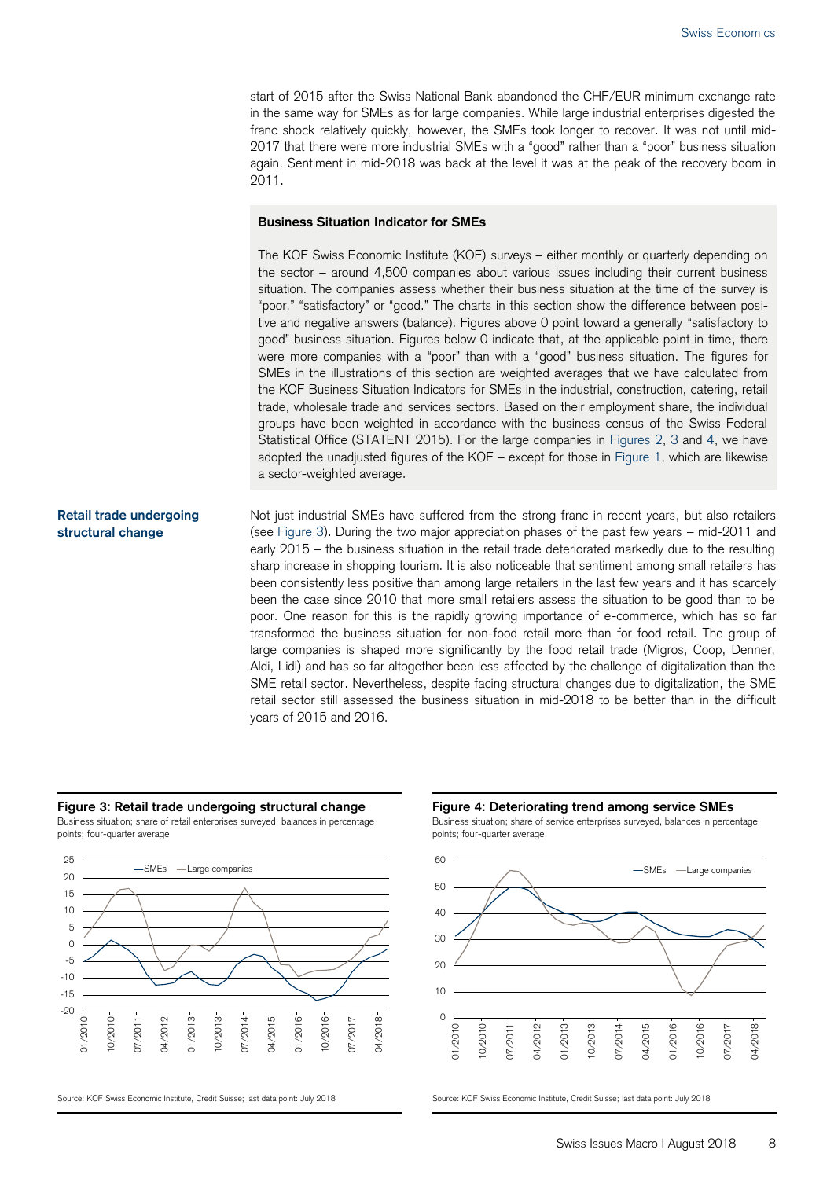start of 2015 after the Swiss National Bank abandoned the CHF/EUR minimum exchange rate in the same way for SMEs as for large companies. While large industrial enterprises digested the franc shock relatively quickly, however, the SMEs took longer to recover. It was not until mid-2017 that there were more industrial SMEs with a "good" rather than a "poor" business situation again. Sentiment in mid-2018 was back at the level it was at the peak of the recovery boom in 2011.

**Business Situation Indicator for SMEs**

The KOF Swiss Economic Institute (KOF) surveys – either monthly or quarterly depending on the sector – around 4,500 companies about various issues including their current business situation. The companies assess whether their business situation at the time of the survey is "poor," "satisfactory" or "good." The charts in this section show the difference between positive and negative answers (balance). Figures above 0 point toward a generally "satisfactory to good" business situation. Figures below 0 indicate that, at the applicable point in time, there were more companies with a "poor" than with a "good" business situation. The figures for SMEs in the illustrations of this section are weighted averages that we have calculated from the KOF Business Situation Indicators for SMEs in the industrial, construction, catering, retail trade, wholesale trade and services sectors. Based on their employment share, the individual groups have been weighted in accordance with the business census of the Swiss Federal Statistical Office (STATENT 2015). For the large companies in Figures 2, 3 and 4, we have adopted the unadjusted figures of the KOF – except for those in Figure 1, which are likewise a sector-weighted average.

**Retail trade undergoing structural change**

Not just industrial SMEs have suffered from the strong franc in recent years, but also retailers (see Figure 3). During the two major appreciation phases of the past few years – mid-2011 and early 2015 – the business situation in the retail trade deteriorated markedly due to the resulting sharp increase in shopping tourism. It is also noticeable that sentiment among small retailers has been consistently less positive than among large retailers in the last few years and it has scarcely been the case since 2010 that more small retailers assess the situation to be good than to be poor. One reason for this is the rapidly growing importance of e-commerce, which has so far transformed the business situation for non-food retail more than for food retail. The group of large companies is shaped more significantly by the food retail trade (Migros, Coop, Denner, Aldi, Lidl) and has so far altogether been less affected by the challenge of digitalization than the SME retail sector. Nevertheless, despite facing structural changes due to digitalization, the SME retail sector still assessed the business situation in mid-2018 to be better than in the difficult years of 2015 and 2016.

**Figure 3: Retail trade undergoing structural change**

Business situation; share of retail enterprises surveyed, balances in percentage points; four-quarter average

Source: KOF Swiss Economic Institute, Credit Suisse; last data point: July 2018

**Figure 4: Deteriorating trend among service SMEs**

Business situation; share of service enterprises surveyed, balances in percentage points; four-quarter average

Source: KOF Swiss Economic Institute, Credit Suisse; last data point: July 2018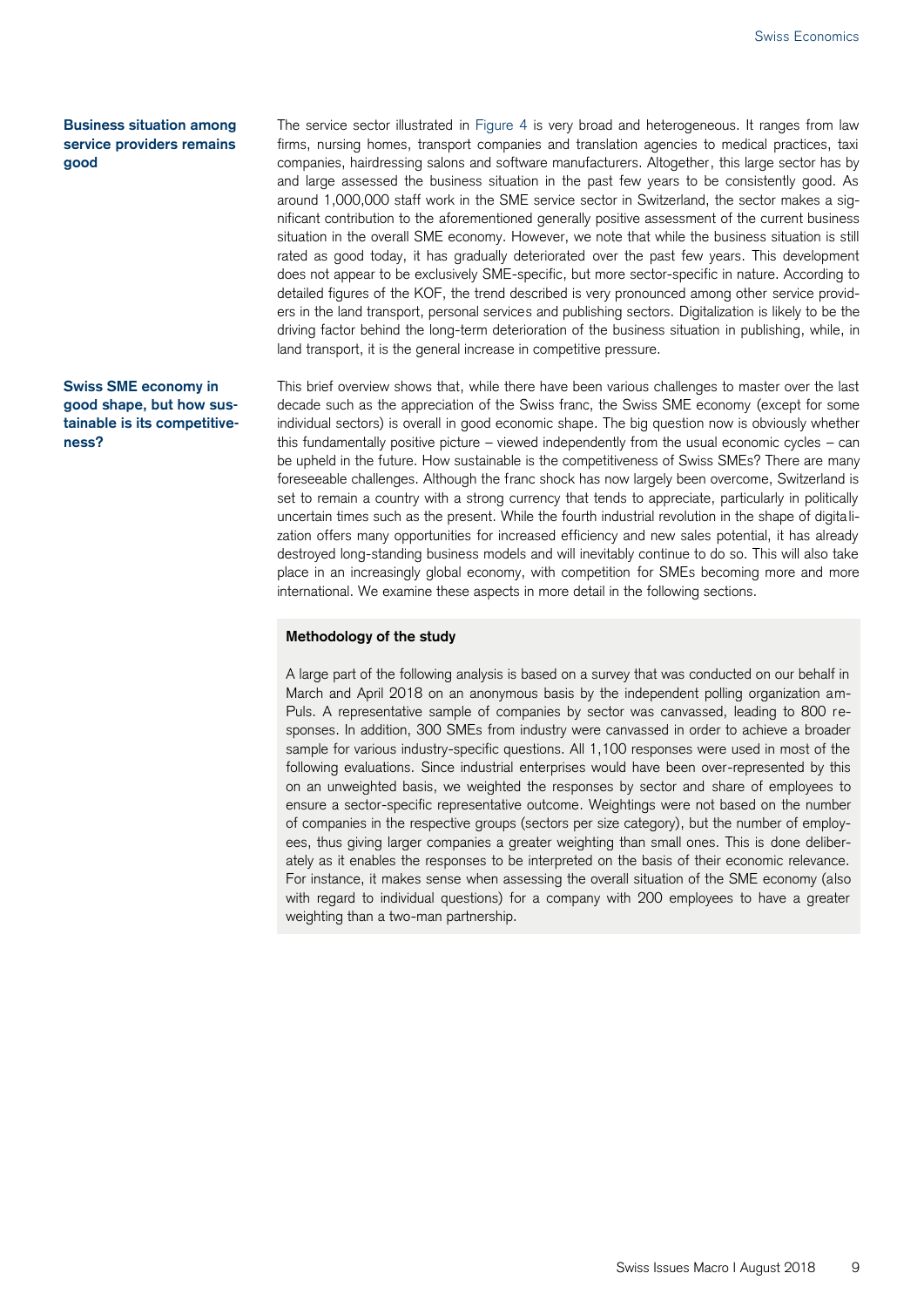### Business situation among service providers remains good

The service sector illustrated in Figure 4 is very broad and heterogeneous. It ranges from law firms, nursing homes, transport companies and translation agencies to medical practices, taxi companies, hairdressing salons and software manufacturers. Altogether, this large sector has by and large assessed the business situation in the past few years to be consistently good. As around 1,000,000 staff work in the SME service sector in Switzerland, the sector makes a significant contribution to the aforementioned generally positive assessment of the current business situation in the overall SME economy. However, we note that while the business situation is still rated as good today, it has gradually deteriorated over the past few years. This development does not appear to be exclusively SME-specific, but more sector-specific in nature. According to detailed figures of the KOF, the trend described is very pronounced among other service providers in the land transport, personal services and publishing sectors. Digitalization is likely to be the driving factor behind the long-term deterioration of the business situation in publishing, while, in land transport, it is the general increase in competitive pressure.

### Swiss SME economy in good shape, but how sustainable is its competitiveness?

This brief overview shows that, while there have been various challenges to master over the last decade such as the appreciation of the Swiss franc, the Swiss SME economy (except for some individual sectors) is overall in good economic shape. The big question now is obviously whether this fundamentally positive picture – viewed independently from the usual economic cycles – can be upheld in the future. How sustainable is the competitiveness of Swiss SMEs? There are many foreseeable challenges. Although the franc shock has now largely been overcome, Switzerland is set to remain a country with a strong currency that tends to appreciate, particularly in politically uncertain times such as the present. While the fourth industrial revolution in the shape of digitalization offers many opportunities for increased efficiency and new sales potential, it has already destroyed long-standing business models and will inevitably continue to do so. This will also take place in an increasingly global economy, with competition for SMEs becoming more and more international. We examine these aspects in more detail in the following sections.

**Methodology of the study**

A large part of the following analysis is based on a survey that was conducted on our behalf in March and April 2018 on an anonymous basis by the independent polling organization amPuls. A representative sample of companies by sector was canvassed, leading to 800 responses. In addition, 300 SMEs from industry were canvassed in order to achieve a broader sample for various industry-specific questions. All 1,100 responses were used in most of the following evaluations. Since industrial enterprises would have been over-represented by this on an unweighted basis, we weighted the responses by sector and share of employees to ensure a sector-specific representative outcome. Weightings were not based on the number of companies in the respective groups (sectors per size category), but the number of employees, thus giving larger companies a greater weighting than small ones. This is done deliberately as it enables the responses to be interpreted on the basis of their economic relevance. For instance, it makes sense when assessing the overall situation of the SME economy (also with regard to individual questions) for a company with 200 employees to have a greater weighting than a two-man partnership.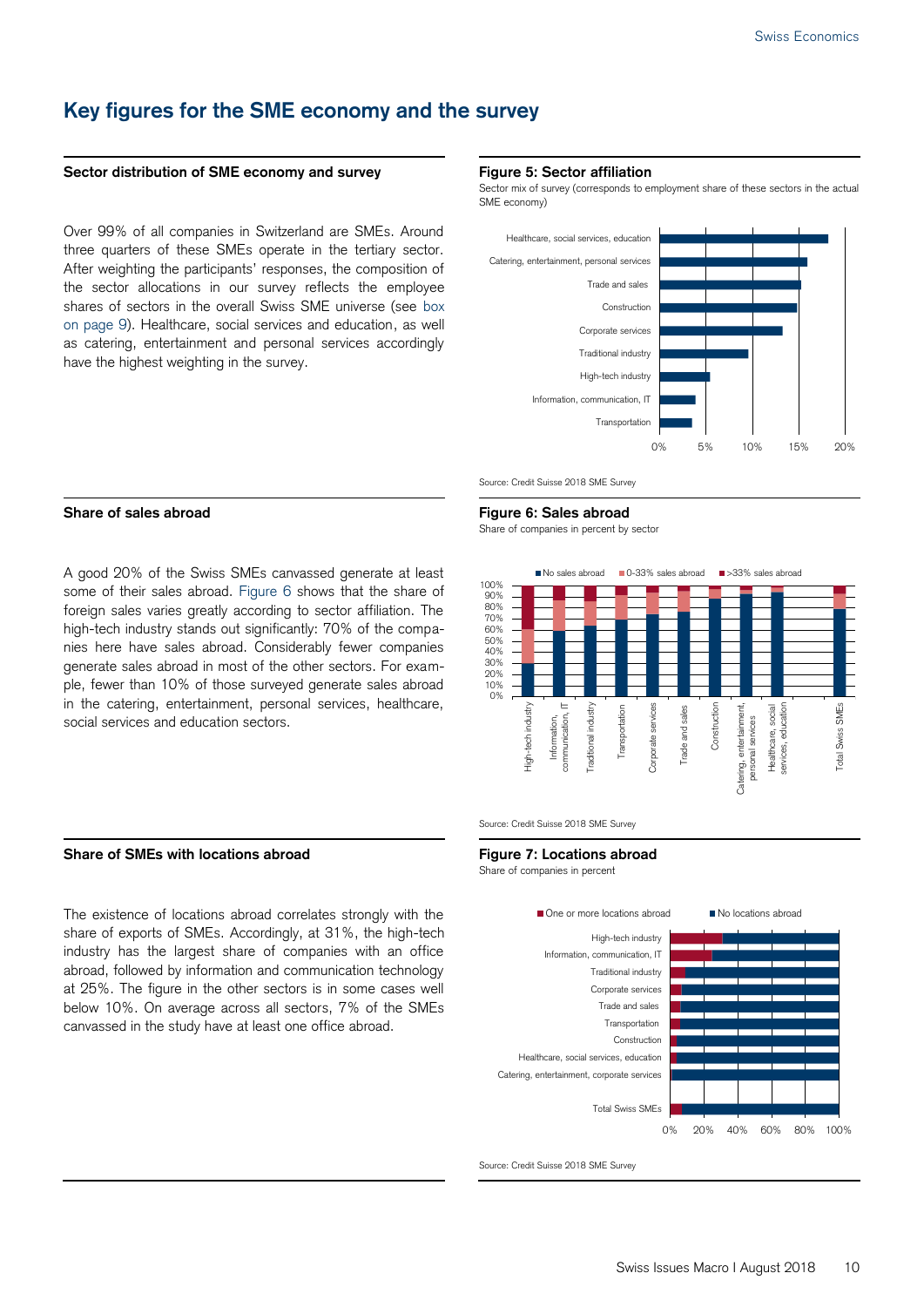# Key figures for the SME economy and the survey

### Sector distribution of SME economy and survey

Over 99% of all companies in Switzerland are SMEs. Around three quarters of these SMEs operate in the tertiary sector. After weighting the participants' responses, the composition of the sector allocations in our survey reflects the employee shares of sectors in the overall Swiss SME universe (see box on page 9). Healthcare, social services and education, as well as catering, entertainment and personal services accordingly have the highest weighting in the survey.

**Figure 5: Sector affiliation**

Sector mix of survey (corresponds to employment share of these sectors in the actual SME economy)

Source: Credit Suisse 2018 SME Survey

### Share of sales abroad

A good 20% of the Swiss SMEs canvassed generate at least some of their sales abroad. Figure 6 shows that the share of foreign sales varies greatly according to sector affiliation. The high-tech industry stands out significantly: 70% of the companies here have sales abroad. Considerably fewer companies generate sales abroad in most of the other sectors. For example, fewer than 10% of those surveyed generate sales abroad in the catering, entertainment, personal services, healthcare, social services and education sectors.

**Figure 6: Sales abroad**

Share of companies in percent by sector

Source: Credit Suisse 2018 SME Survey

### Share of SMEs with locations abroad

The existence of locations abroad correlates strongly with the share of exports of SMEs. Accordingly, at 31%, the high-tech industry has the largest share of companies with an office abroad, followed by information and communication technology at 25%. The figure in the other sectors is in some cases well below 10%. On average across all sectors, 7% of the SMEs canvassed in the study have at least one office abroad.

**Figure 7: Locations abroad**

Share of companies in percent

Source: Credit Suisse 2018 SME Survey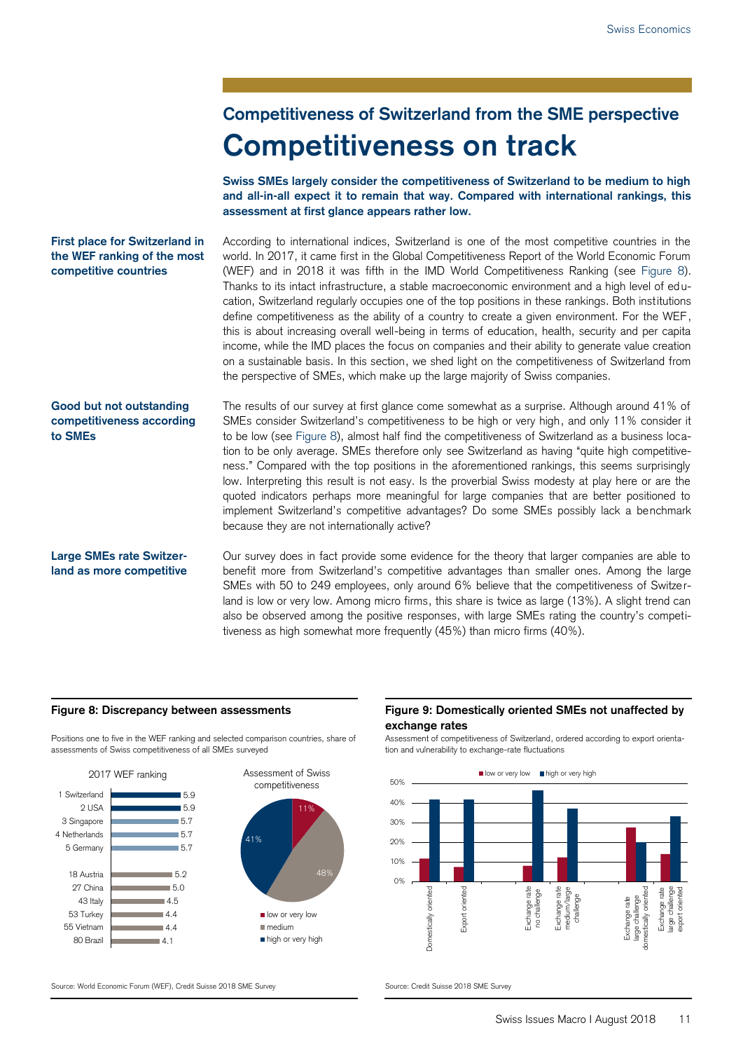## Competitiveness of Switzerland from the SME perspective

# Competitiveness on track

**Swiss SMEs largely consider the competitiveness of Switzerland to be medium to high and all-in-all expect it to remain that way. Compared with international rankings, this assessment at first glance appears rather low.**

**First place for Switzerland in the WEF ranking of the most competitive countries**

According to international indices, Switzerland is one of the most competitive countries in the world. In 2017, it came first in the Global Competitiveness Report of the World Economic Forum (WEF) and in 2018 it was fifth in the IMD World Competitiveness Ranking (see Figure 8). Thanks to its intact infrastructure, a stable macroeconomic environment and a high level of education, Switzerland regularly occupies one of the top positions in these rankings. Both institutions define competitiveness as the ability of a country to create a given environment. For the WEF, this is about increasing overall well-being in terms of education, health, security and per capita income, while the IMD places the focus on companies and their ability to generate value creation on a sustainable basis. In this section, we shed light on the competitiveness of Switzerland from the perspective of SMEs, which make up the large majority of Swiss companies.

**Good but not outstanding competitiveness according to SMEs**

The results of our survey at first glance come somewhat as a surprise. Although around 41% of SMEs consider Switzerland's competitiveness to be high or very high, and only 11% consider it to be low (see Figure 8), almost half find the competitiveness of Switzerland as a business location to be only average. SMEs therefore only see Switzerland as having "quite high competitiveness." Compared with the top positions in the aforementioned rankings, this seems surprisingly low. Interpreting this result is not easy. Is the proverbial Swiss modesty at play here or are the quoted indicators perhaps more meaningful for large companies that are better positioned to implement Switzerland's competitive advantages? Do some SMEs possibly lack a benchmark because they are not internationally active?

**Large SMEs rate Switzerland as more competitive**

Our survey does in fact provide some evidence for the theory that larger companies are able to benefit more from Switzerland's competitive advantages than smaller ones. Among the large SMEs with 50 to 249 employees, only around 6% believe that the competitiveness of Switzerland is low or very low. Among micro firms, this share is twice as large (13%). A slight trend can also be observed among the positive responses, with large SMEs rating the country's competitiveness as high somewhat more frequently (45%) than micro firms (40%).

**Figure 8: Discrepancy between assessments**

Positions one to five in the WEF ranking and selected comparison countries, share of assessments of Swiss competitiveness of all SMEs surveyed

2017 WEF ranking

| Rank / Country | Score |
|---|---|
| 1 Switzerland | 5.9 |
| 2 USA | 5.9 |
| 3 Singapore | 5.7 |
| 4 Netherlands | 5.7 |
| 5 Germany | 5.7 |
| 18 Austria | 5.2 |
| 27 China | 5.0 |
| 43 Italy | 4.5 |
| 53 Turkey | 4.4 |
| 55 Vietnam | 4.4 |
| 80 Brazil | 4.1 |

Assessment of Swiss competitiveness

| Assessment | Share |
|---|---|
| low or very low | 11% |
| medium | 48% |
| high or very high | 41% |

Source: World Economic Forum (WEF), Credit Suisse 2018 SME Survey

**Figure 9: Domestically oriented SMEs not unaffected by exchange rates**

Assessment of competitiveness of Switzerland, ordered according to export orientation and vulnerability to exchange-rate fluctuations

Legend: low or very low; high or very high

Categories: Domestically oriented; Export oriented; Exchange rate no challenge; Exchange rate medium/large challenge; Exchange rate large challenge domestically oriented; Exchange rate large challenge export oriented

Source: Credit Suisse 2018 SME Survey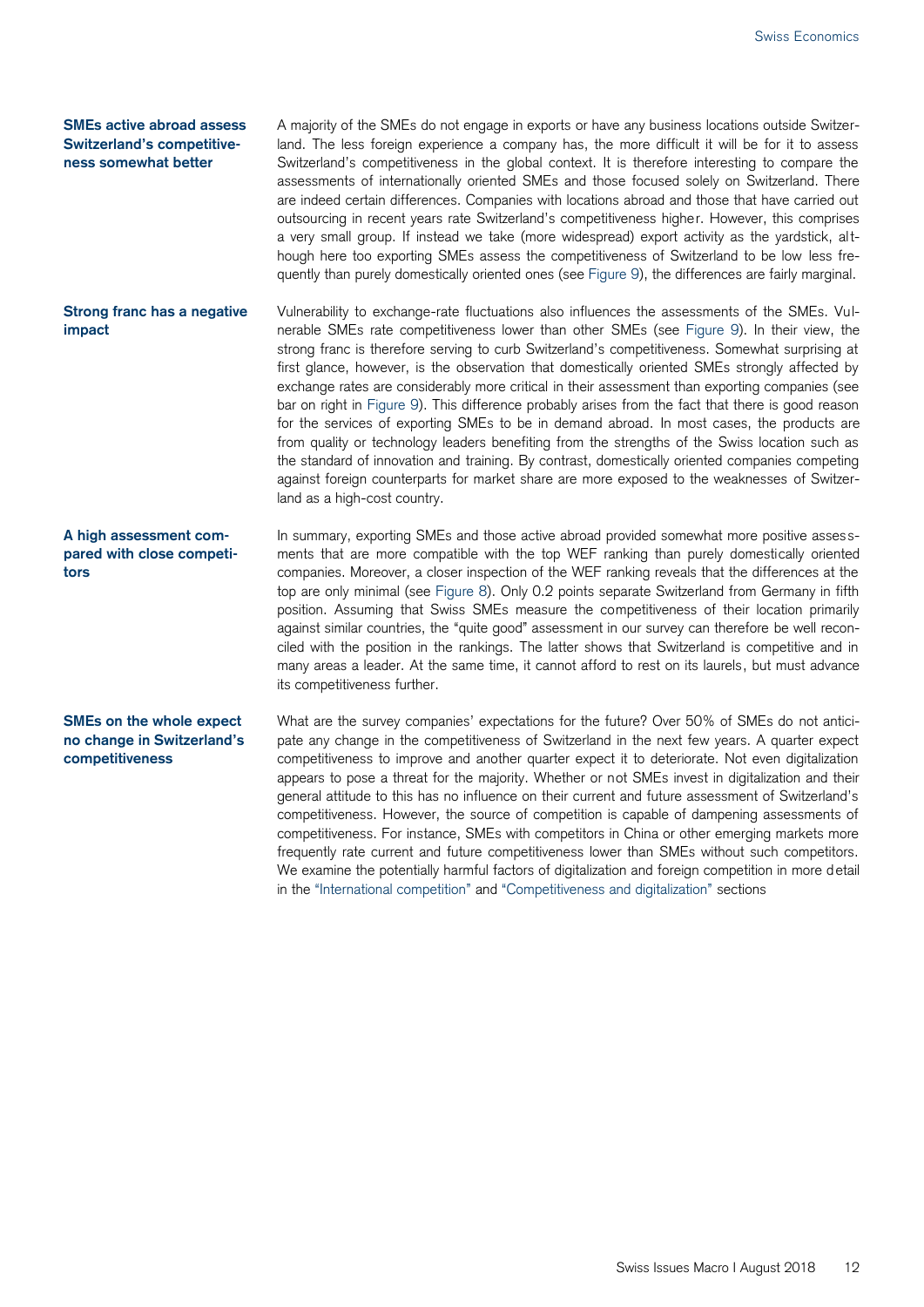### SMEs active abroad assess Switzerland's competitiveness somewhat better

A majority of the SMEs do not engage in exports or have any business locations outside Switzerland. The less foreign experience a company has, the more difficult it will be for it to assess Switzerland's competitiveness in the global context. It is therefore interesting to compare the assessments of internationally oriented SMEs and those focused solely on Switzerland. There are indeed certain differences. Companies with locations abroad and those that have carried out outsourcing in recent years rate Switzerland's competitiveness higher. However, this comprises a very small group. If instead we take (more widespread) export activity as the yardstick, although here too exporting SMEs assess the competitiveness of Switzerland to be low less frequently than purely domestically oriented ones (see Figure 9), the differences are fairly marginal.

### Strong franc has a negative impact

Vulnerability to exchange-rate fluctuations also influences the assessments of the SMEs. Vulnerable SMEs rate competitiveness lower than other SMEs (see Figure 9). In their view, the strong franc is therefore serving to curb Switzerland's competitiveness. Somewhat surprising at first glance, however, is the observation that domestically oriented SMEs strongly affected by exchange rates are considerably more critical in their assessment than exporting companies (see bar on right in Figure 9). This difference probably arises from the fact that there is good reason for the services of exporting SMEs to be in demand abroad. In most cases, the products are from quality or technology leaders benefiting from the strengths of the Swiss location such as the standard of innovation and training. By contrast, domestically oriented companies competing against foreign counterparts for market share are more exposed to the weaknesses of Switzerland as a high-cost country.

### A high assessment compared with close competitors

In summary, exporting SMEs and those active abroad provided somewhat more positive assessments that are more compatible with the top WEF ranking than purely domestically oriented companies. Moreover, a closer inspection of the WEF ranking reveals that the differences at the top are only minimal (see Figure 8). Only 0.2 points separate Switzerland from Germany in fifth position. Assuming that Swiss SMEs measure the competitiveness of their location primarily against similar countries, the "quite good" assessment in our survey can therefore be well reconciled with the position in the rankings. The latter shows that Switzerland is competitive and in many areas a leader. At the same time, it cannot afford to rest on its laurels, but must advance its competitiveness further.

### SMEs on the whole expect no change in Switzerland's competitiveness

What are the survey companies' expectations for the future? Over 50% of SMEs do not anticipate any change in the competitiveness of Switzerland in the next few years. A quarter expect competitiveness to improve and another quarter expect it to deteriorate. Not even digitalization appears to pose a threat for the majority. Whether or not SMEs invest in digitalization and their general attitude to this has no influence on their current and future assessment of Switzerland's competitiveness. However, the source of competition is capable of dampening assessments of competitiveness. For instance, SMEs with competitors in China or other emerging markets more frequently rate current and future competitiveness lower than SMEs without such competitors. We examine the potentially harmful factors of digitalization and foreign competition in more detail in the "International competition" and "Competitiveness and digitalization" sections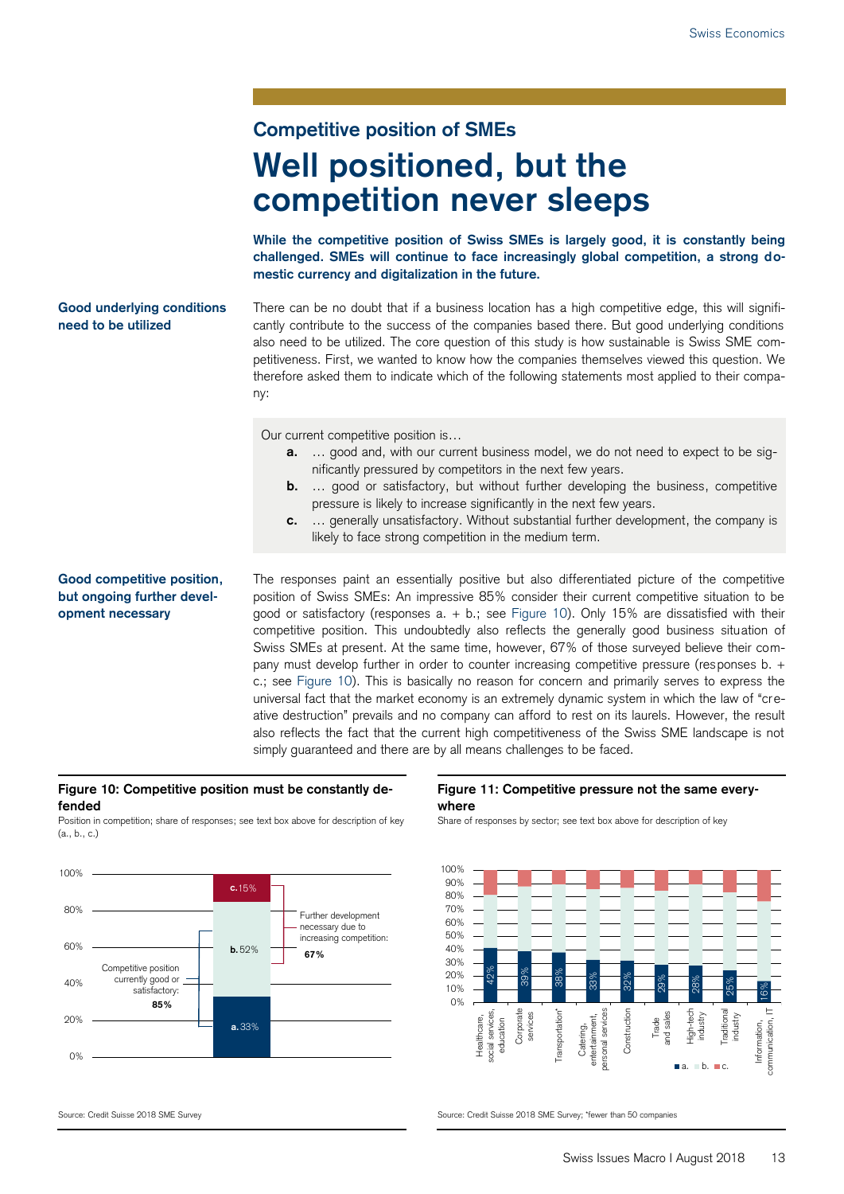## Competitive position of SMEs

# Well positioned, but the competition never sleeps

**While the competitive position of Swiss SMEs is largely good, it is constantly being challenged. SMEs will continue to face increasingly global competition, a strong domestic currency and digitalization in the future.**

**Good underlying conditions need to be utilized**

There can be no doubt that if a business location has a high competitive edge, this will significantly contribute to the success of the companies based there. But good underlying conditions also need to be utilized. The core question of this study is how sustainable is Swiss SME competitiveness. First, we wanted to know how the companies themselves viewed this question. We therefore asked them to indicate which of the following statements most applied to their company:

> Our current competitive position is…
>
> **a.** … good and, with our current business model, we do not need to expect to be significantly pressured by competitors in the next few years.
>
> **b.** … good or satisfactory, but without further developing the business, competitive pressure is likely to increase significantly in the next few years.
>
> **c.** … generally unsatisfactory. Without substantial further development, the company is likely to face strong competition in the medium term.

**Good competitive position, but ongoing further development necessary**

The responses paint an essentially positive but also differentiated picture of the competitive position of Swiss SMEs: An impressive 85% consider their current competitive situation to be good or satisfactory (responses a. + b.; see Figure 10). Only 15% are dissatisfied with their competitive position. This undoubtedly also reflects the generally good business situation of Swiss SMEs at present. At the same time, however, 67% of those surveyed believe their company must develop further in order to counter increasing competitive pressure (responses b. + c.; see Figure 10). This is basically no reason for concern and primarily serves to express the universal fact that the market economy is an extremely dynamic system in which the law of "creative destruction" prevails and no company can afford to rest on its laurels. However, the result also reflects the fact that the current high competitiveness of the Swiss SME landscape is not simply guaranteed and there are by all means challenges to be faced.

**Figure 10: Competitive position must be constantly defended**

Position in competition; share of responses; see text box above for description of key (a., b., c.)

| Response | Share |
|---|---|
| a. | 33% |
| b. | 52% |
| c. | 15% |

Competitive position currently good or satisfactory (a. + b.): **85%**

Further development necessary due to increasing competition (b. + c.): **67%**

Source: Credit Suisse 2018 SME Survey

**Figure 11: Competitive pressure not the same everywhere**

Share of responses by sector; see text box above for description of key

| Sector | a. |
|---|---|
| Healthcare, social services, education | 42% |
| Corporate services | 39% |
| Transportation* | 38% |
| Catering, entertainment, personal services | 33% |
| Construction | 32% |
| Trade and sales | 29% |
| High-tech industry | 28% |
| Traditional industry | 25% |
| Information, communication, IT | 16% |

Source: Credit Suisse 2018 SME Survey; *fewer than 50 companies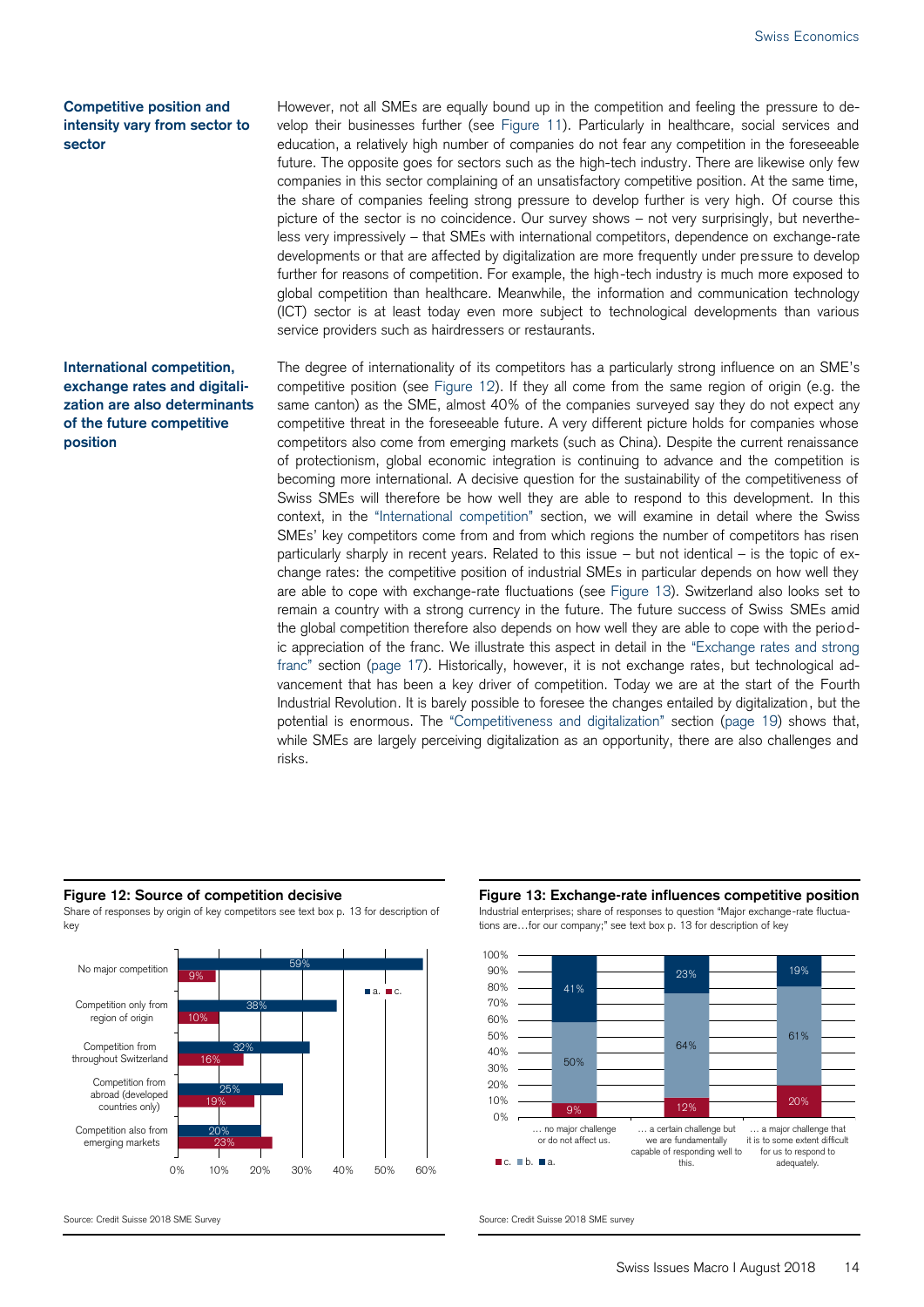**Competitive position and intensity vary from sector to sector**

However, not all SMEs are equally bound up in the competition and feeling the pressure to develop their businesses further (see Figure 11). Particularly in healthcare, social services and education, a relatively high number of companies do not fear any competition in the foreseeable future. The opposite goes for sectors such as the high-tech industry. There are likewise only few companies in this sector complaining of an unsatisfactory competitive position. At the same time, the share of companies feeling strong pressure to develop further is very high. Of course this picture of the sector is no coincidence. Our survey shows – not very surprisingly, but nevertheless very impressively – that SMEs with international competitors, dependence on exchange-rate developments or that are affected by digitalization are more frequently under pressure to develop further for reasons of competition. For example, the high-tech industry is much more exposed to global competition than healthcare. Meanwhile, the information and communication technology (ICT) sector is at least today even more subject to technological developments than various service providers such as hairdressers or restaurants.

**International competition, exchange rates and digitalization are also determinants of the future competitive position**

The degree of internationality of its competitors has a particularly strong influence on an SME's competitive position (see Figure 12). If they all come from the same region of origin (e.g. the same canton) as the SME, almost 40% of the companies surveyed say they do not expect any competitive threat in the foreseeable future. A very different picture holds for companies whose competitors also come from emerging markets (such as China). Despite the current renaissance of protectionism, global economic integration is continuing to advance and the competition is becoming more international. A decisive question for the sustainability of the competitiveness of Swiss SMEs will therefore be how well they are able to respond to this development. In this context, in the "International competition" section, we will examine in detail where the Swiss SMEs' key competitors come from and from which regions the number of competitors has risen particularly sharply in recent years. Related to this issue – but not identical – is the topic of exchange rates: the competitive position of industrial SMEs in particular depends on how well they are able to cope with exchange-rate fluctuations (see Figure 13). Switzerland also looks set to remain a country with a strong currency in the future. The future success of Swiss SMEs amid the global competition therefore also depends on how well they are able to cope with the periodic appreciation of the franc. We illustrate this aspect in detail in the "Exchange rates and strong franc" section (page 17). Historically, however, it is not exchange rates, but technological advancement that has been a key driver of competition. Today we are at the start of the Fourth Industrial Revolution. It is barely possible to foresee the changes entailed by digitalization, but the potential is enormous. The "Competitiveness and digitalization" section (page 19) shows that, while SMEs are largely perceiving digitalization as an opportunity, there are also challenges and risks.

**Figure 12: Source of competition decisive**

Share of responses by origin of key competitors see text box p. 13 for description of key

| | a. | c. |
|---|---|---|
| No major competition | 59% | 9% |
| Competition only from region of origin | 38% | 10% |
| Competition from throughout Switzerland | 32% | 16% |
| Competition from abroad (developed countries only) | 25% | 19% |
| Competition also from emerging markets | 20% | 23% |

Source: Credit Suisse 2018 SME Survey

**Figure 13: Exchange-rate influences competitive position**

Industrial enterprises; share of responses to question "Major exchange-rate fluctuations are…for our company;" see text box p. 13 for description of key

| | c. | b. | a. |
|---|---|---|---|
| … no major challenge or do not affect us. | 9% | 50% | 41% |
| … a certain challenge but we are fundamentally capable of responding well to this. | 12% | 64% | 23% |
| … a major challenge that it is to some extent difficult for us to respond to adequately. | 20% | 61% | 19% |

Source: Credit Suisse 2018 SME survey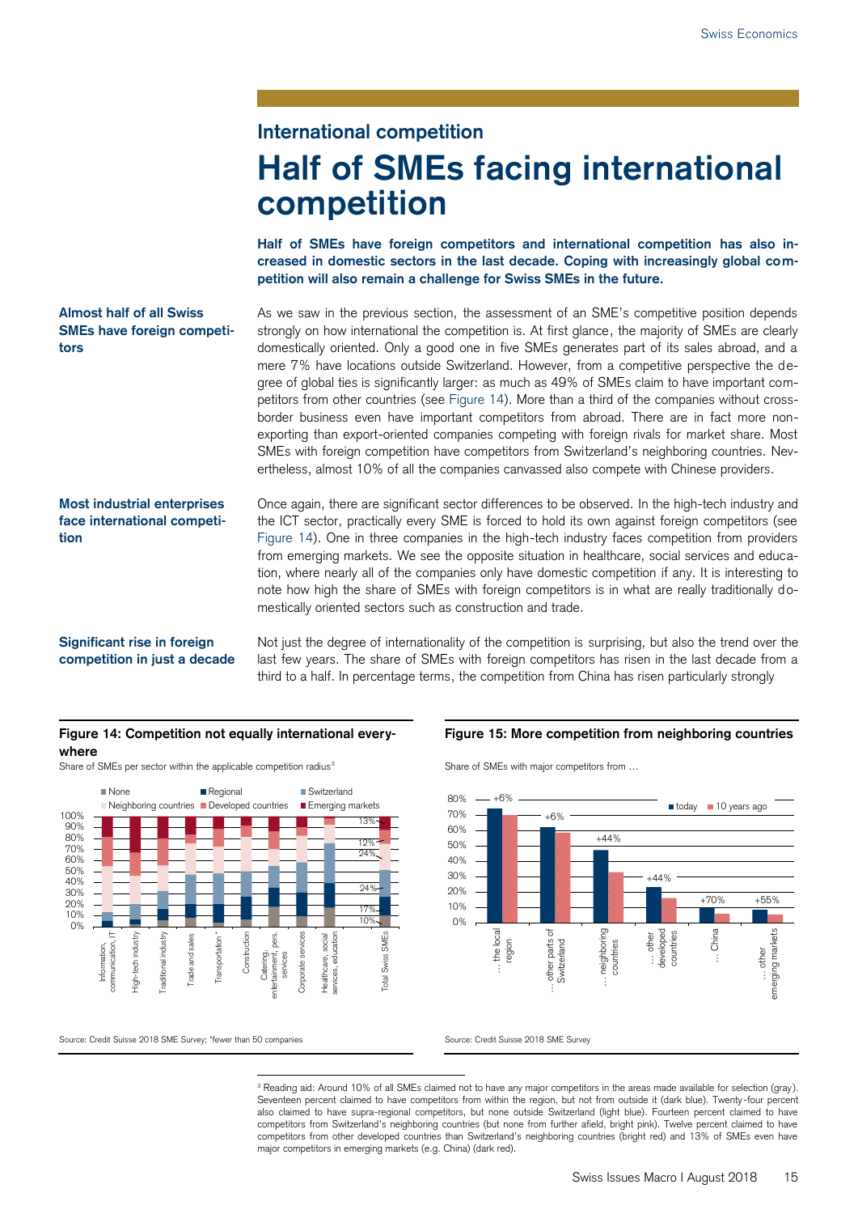## International competition

# Half of SMEs facing international competition

**Half of SMEs have foreign competitors and international competition has also increased in domestic sectors in the last decade. Coping with increasingly global competition will also remain a challenge for Swiss SMEs in the future.**

**Almost half of all Swiss SMEs have foreign competitors**

As we saw in the previous section, the assessment of an SME's competitive position depends strongly on how international the competition is. At first glance, the majority of SMEs are clearly domestically oriented. Only a good one in five SMEs generates part of its sales abroad, and a mere 7% have locations outside Switzerland. However, from a competitive perspective the degree of global ties is significantly larger: as much as 49% of SMEs claim to have important competitors from other countries (see Figure 14). More than a third of the companies without cross-border business even have important competitors from abroad. There are in fact more non-exporting than export-oriented companies competing with foreign rivals for market share. Most SMEs with foreign competition have competitors from Switzerland's neighboring countries. Nevertheless, almost 10% of all the companies canvassed also compete with Chinese providers.

**Most industrial enterprises face international competition**

Once again, there are significant sector differences to be observed. In the high-tech industry and the ICT sector, practically every SME is forced to hold its own against foreign competitors (see Figure 14). One in three companies in the high-tech industry faces competition from providers from emerging markets. We see the opposite situation in healthcare, social services and education, where nearly all of the companies only have domestic competition if any. It is interesting to note how high the share of SMEs with foreign competitors is in what are really traditionally domestically oriented sectors such as construction and trade.

**Significant rise in foreign competition in just a decade**

Not just the degree of internationality of the competition is surprising, but also the trend over the last few years. The share of SMEs with foreign competitors has risen in the last decade from a third to a half. In percentage terms, the competition from China has risen particularly strongly

**Figure 14: Competition not equally international everywhere**

Share of SMEs per sector within the applicable competition radius[3]

Legend: None; Regional; Switzerland; Neighboring countries; Developed countries; Emerging markets

Sectors: Information, communication, IT; High-tech industry; Traditional industry; Trade and sales; Transportation*; Construction; Catering, entertainment, pers. services; Corporate services; Healthcare, social services, education; Total Swiss SMEs

Total Swiss SMEs: None 10%, Regional 17%, Switzerland 24%, Neighboring countries 24%, Developed countries 12%, Emerging markets 13%

Source: Credit Suisse 2018 SME Survey; *fewer than 50 companies

**Figure 15: More competition from neighboring countries**

Share of SMEs with major competitors from …

| | today | 10 years ago | Change |
|---|---|---|---|
| … the local region | | | +6% |
| … other parts of Switzerland | | | +6% |
| … neighboring countries | | | +44% |
| … other developed countries | | | +44% |
| … China | | | +70% |
| … other emerging markets | | | +55% |

Source: Credit Suisse 2018 SME Survey

[3] Reading aid: Around 10% of all SMEs claimed not to have any major competitors in the areas made available for selection (gray). Seventeen percent claimed to have competitors from within the region, but not from outside it (dark blue). Twenty-four percent also claimed to have supra-regional competitors, but none outside Switzerland (light blue). Fourteen percent claimed to have competitors from Switzerland's neighboring countries (but none from further afield, bright pink). Twelve percent claimed to have competitors from other developed countries than Switzerland's neighboring countries (bright red) and 13% of SMEs even have major competitors in emerging markets (e.g. China) (dark red).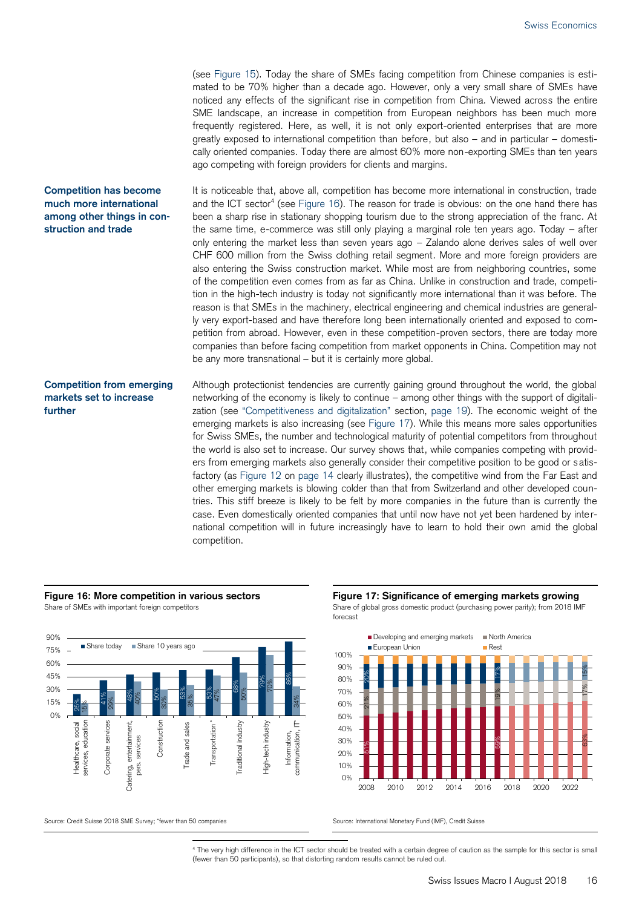(see Figure 15). Today the share of SMEs facing competition from Chinese companies is estimated to be 70% higher than a decade ago. However, only a very small share of SMEs have noticed any effects of the significant rise in competition from China. Viewed across the entire SME landscape, an increase in competition from European neighbors has been much more frequently registered. Here, as well, it is not only export-oriented enterprises that are more greatly exposed to international competition than before, but also – and in particular – domestically oriented companies. Today there are almost 60% more non-exporting SMEs than ten years ago competing with foreign providers for clients and margins.

**Competition has become much more international among other things in construction and trade**

It is noticeable that, above all, competition has become more international in construction, trade and the ICT sector[4] (see Figure 16). The reason for trade is obvious: on the one hand there has been a sharp rise in stationary shopping tourism due to the strong appreciation of the franc. At the same time, e-commerce was still only playing a marginal role ten years ago. Today – after only entering the market less than seven years ago – Zalando alone derives sales of well over CHF 600 million from the Swiss clothing retail segment. More and more foreign providers are also entering the Swiss construction market. While most are from neighboring countries, some of the competition even comes from as far as China. Unlike in construction and trade, competition in the high-tech industry is today not significantly more international than it was before. The reason is that SMEs in the machinery, electrical engineering and chemical industries are generally very export-based and have therefore long been internationally oriented and exposed to competition from abroad. However, even in these competition-proven sectors, there are today more companies than before facing competition from market opponents in China. Competition may not be any more transnational – but it is certainly more global.

**Competition from emerging markets set to increase further**

Although protectionist tendencies are currently gaining ground throughout the world, the global networking of the economy is likely to continue – among other things with the support of digitalization (see "Competitiveness and digitalization" section, page 19). The economic weight of the emerging markets is also increasing (see Figure 17). While this means more sales opportunities for Swiss SMEs, the number and technological maturity of potential competitors from throughout the world is also set to increase. Our survey shows that, while companies competing with providers from emerging markets also generally consider their competitive position to be good or satisfactory (as Figure 12 on page 14 clearly illustrates), the competitive wind from the Far East and other emerging markets is blowing colder than that from Switzerland and other developed countries. This stiff breeze is likely to be felt by more companies in the future than is currently the case. Even domestically oriented companies that until now have not yet been hardened by international competition will in future increasingly have to learn to hold their own amid the global competition.

**Figure 16: More competition in various sectors**

Share of SMEs with important foreign competitors

| Sector | Share today | Share 10 years ago |
|---|---|---|
| Healthcare, social services, education | 25% | 15% |
| Corporate services | 41% | 29% |
| Catering, entertainment, pers. services | 48% | 40% |
| Construction | 50% | 30% |
| Trade and sales | 53% | 35% |
| Transportation* | 53% | 47% |
| Traditional industry | 68% | 50% |
| High-tech industry | 79% | 70% |
| Information, communication, IT* | 86% | 34% |

Source: Credit Suisse 2018 SME Survey; *fewer than 50 companies

**Figure 17: Significance of emerging markets growing**

Share of global gross domestic product (purchasing power parity); from 2018 IMF forecast

| Year | Developing and emerging markets | European Union | North America | Rest |
|---|---|---|---|---|
| 2008 | 51% | 20% | 21% | |
| 2017 | 59% | 17% | 19% | |
| 2023 | 63% | 15% | 17% | |

Source: International Monetary Fund (IMF), Credit Suisse

[4] The very high difference in the ICT sector should be treated with a certain degree of caution as the sample for this sector is small (fewer than 50 participants), so that distorting random results cannot be ruled out.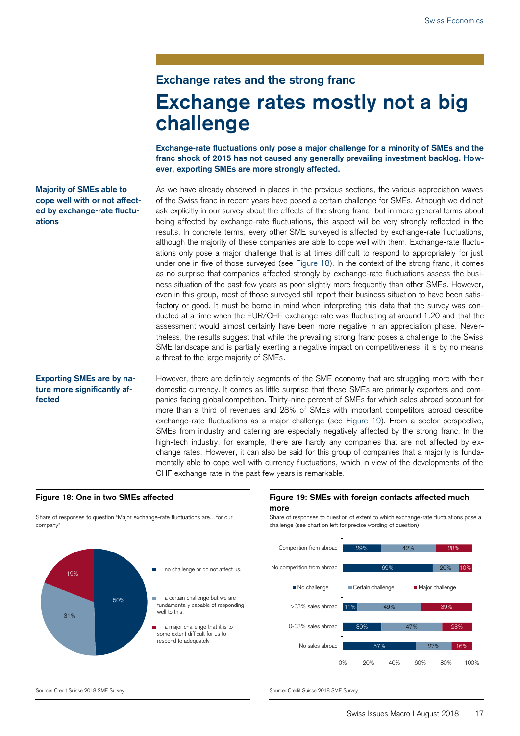## Exchange rates and the strong franc

# Exchange rates mostly not a big challenge

**Exchange-rate fluctuations only pose a major challenge for a minority of SMEs and the franc shock of 2015 has not caused any generally prevailing investment backlog. However, exporting SMEs are more strongly affected.**

**Majority of SMEs able to cope well with or not affected by exchange-rate fluctuations**

As we have already observed in places in the previous sections, the various appreciation waves of the Swiss franc in recent years have posed a certain challenge for SMEs. Although we did not ask explicitly in our survey about the effects of the strong franc, but in more general terms about being affected by exchange-rate fluctuations, this aspect will be very strongly reflected in the results. In concrete terms, every other SME surveyed is affected by exchange-rate fluctuations, although the majority of these companies are able to cope well with them. Exchange-rate fluctuations only pose a major challenge that is at times difficult to respond to appropriately for just under one in five of those surveyed (see Figure 18). In the context of the strong franc, it comes as no surprise that companies affected strongly by exchange-rate fluctuations assess the business situation of the past few years as poor slightly more frequently than other SMEs. However, even in this group, most of those surveyed still report their business situation to have been satisfactory or good. It must be borne in mind when interpreting this data that the survey was conducted at a time when the EUR/CHF exchange rate was fluctuating at around 1.20 and that the assessment would almost certainly have been more negative in an appreciation phase. Nevertheless, the results suggest that while the prevailing strong franc poses a challenge to the Swiss SME landscape and is partially exerting a negative impact on competitiveness, it is by no means a threat to the large majority of SMEs.

**Exporting SMEs are by nature more significantly affected**

However, there are definitely segments of the SME economy that are struggling more with their domestic currency. It comes as little surprise that these SMEs are primarily exporters and companies facing global competition. Thirty-nine percent of SMEs for which sales abroad account for more than a third of revenues and 28% of SMEs with important competitors abroad describe exchange-rate fluctuations as a major challenge (see Figure 19). From a sector perspective, SMEs from industry and catering are especially negatively affected by the strong franc. In the high-tech industry, for example, there are hardly any companies that are not affected by exchange rates. However, it can also be said for this group of companies that a majority is fundamentally able to cope well with currency fluctuations, which in view of the developments of the CHF exchange rate in the past few years is remarkable.

**Figure 18: One in two SMEs affected**

Share of responses to question "Major exchange-rate fluctuations are…for our company"

| Response | Share |
|---|---|
| … no challenge or do not affect us. | 50% |
| … a certain challenge but we are fundamentally capable of responding well to this. | 31% |
| … a major challenge that it is to some extent difficult for us to respond to adequately. | 19% |

Source: Credit Suisse 2018 SME Survey

**Figure 19: SMEs with foreign contacts affected much more**

Share of responses to question of extent to which exchange-rate fluctuations pose a challenge (see chart on left for precise wording of question)

| | No challenge | Certain challenge | Major challenge |
|---|---|---|---|
| Competition from abroad | 29% | 42% | 28% |
| No competition from abroad | 69% | 20% | 10% |
| >33% sales abroad | 11% | 49% | 39% |
| 0-33% sales abroad | 30% | 47% | 23% |
| No sales abroad | 57% | 27% | 16% |

Source: Credit Suisse 2018 SME Survey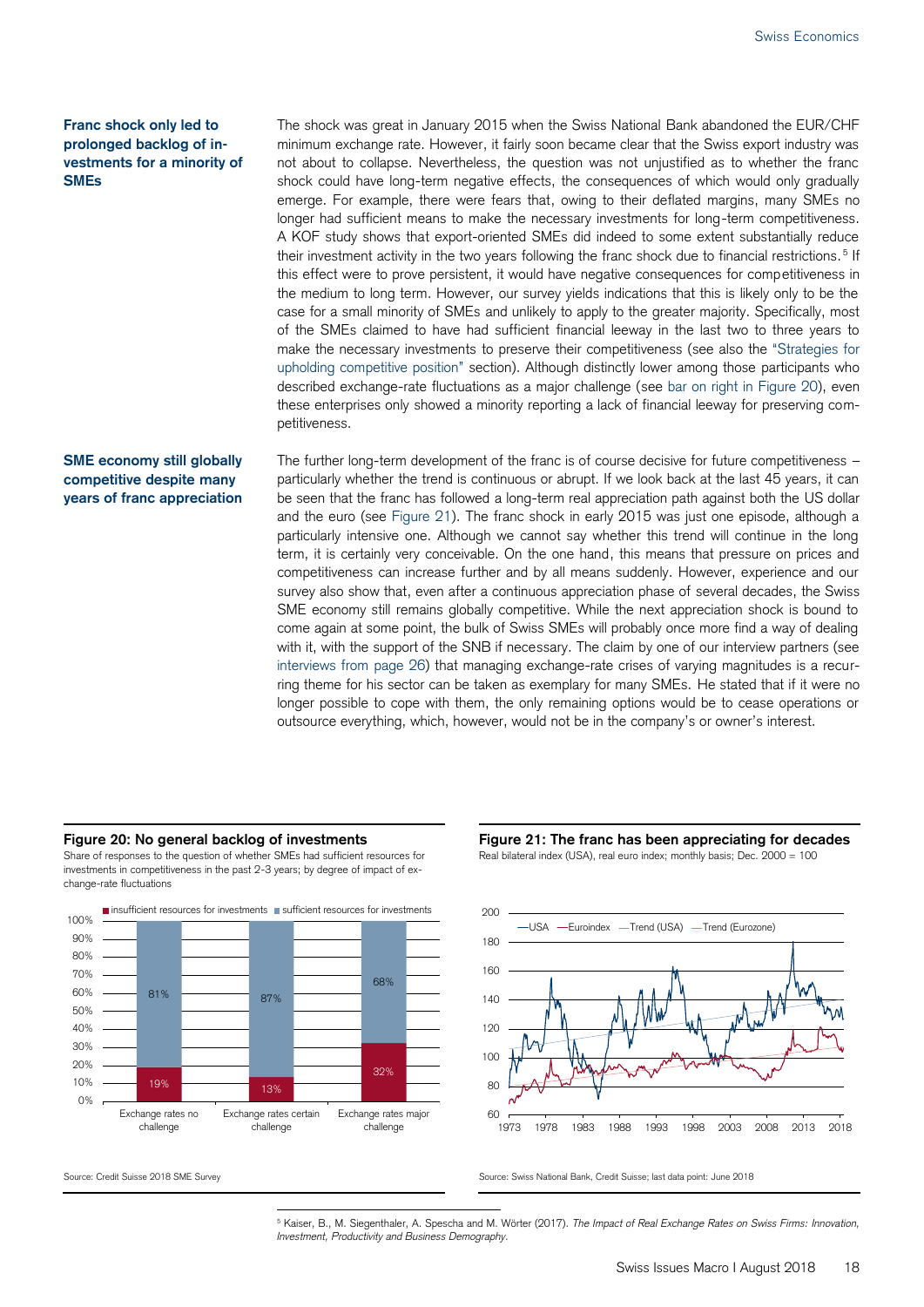**Franc shock only led to prolonged backlog of investments for a minority of SMEs**

The shock was great in January 2015 when the Swiss National Bank abandoned the EUR/CHF minimum exchange rate. However, it fairly soon became clear that the Swiss export industry was not about to collapse. Nevertheless, the question was not unjustified as to whether the franc shock could have long-term negative effects, the consequences of which would only gradually emerge. For example, there were fears that, owing to their deflated margins, many SMEs no longer had sufficient means to make the necessary investments for long-term competitiveness. A KOF study shows that export-oriented SMEs did indeed to some extent substantially reduce their investment activity in the two years following the franc shock due to financial restrictions.[5] If this effect were to prove persistent, it would have negative consequences for competitiveness in the medium to long term. However, our survey yields indications that this is likely only to be the case for a small minority of SMEs and unlikely to apply to the greater majority. Specifically, most of the SMEs claimed to have had sufficient financial leeway in the last two to three years to make the necessary investments to preserve their competitiveness (see also the "Strategies for upholding competitive position" section). Although distinctly lower among those participants who described exchange-rate fluctuations as a major challenge (see bar on right in Figure 20), even these enterprises only showed a minority reporting a lack of financial leeway for preserving competitiveness.

**SME economy still globally competitive despite many years of franc appreciation**

The further long-term development of the franc is of course decisive for future competitiveness – particularly whether the trend is continuous or abrupt. If we look back at the last 45 years, it can be seen that the franc has followed a long-term real appreciation path against both the US dollar and the euro (see Figure 21). The franc shock in early 2015 was just one episode, although a particularly intensive one. Although we cannot say whether this trend will continue in the long term, it is certainly very conceivable. On the one hand, this means that pressure on prices and competitiveness can increase further and by all means suddenly. However, experience and our survey also show that, even after a continuous appreciation phase of several decades, the Swiss SME economy still remains globally competitive. While the next appreciation shock is bound to come again at some point, the bulk of Swiss SMEs will probably once more find a way of dealing with it, with the support of the SNB if necessary. The claim by one of our interview partners (see interviews from page 26) that managing exchange-rate crises of varying magnitudes is a recurring theme for his sector can be taken as exemplary for many SMEs. He stated that if it were no longer possible to cope with them, the only remaining options would be to cease operations or outsource everything, which, however, would not be in the company's or owner's interest.

**Figure 20: No general backlog of investments**

Share of responses to the question of whether SMEs had sufficient resources for investments in competitiveness in the past 2-3 years; by degree of impact of exchange-rate fluctuations

| | Exchange rates no challenge | Exchange rates certain challenge | Exchange rates major challenge |
|---|---|---|---|
| insufficient resources for investments | 19% | 13% | 32% |
| sufficient resources for investments | 81% | 87% | 68% |

Source: Credit Suisse 2018 SME Survey

**Figure 21: The franc has been appreciating for decades**

Real bilateral index (USA), real euro index; monthly basis; Dec. 2000 = 100

Source: Swiss National Bank, Credit Suisse; last data point: June 2018

[5] Kaiser, B., M. Siegenthaler, A. Spescha and M. Wörter (2017). *The Impact of Real Exchange Rates on Swiss Firms: Innovation, Investment, Productivity and Business Demography.*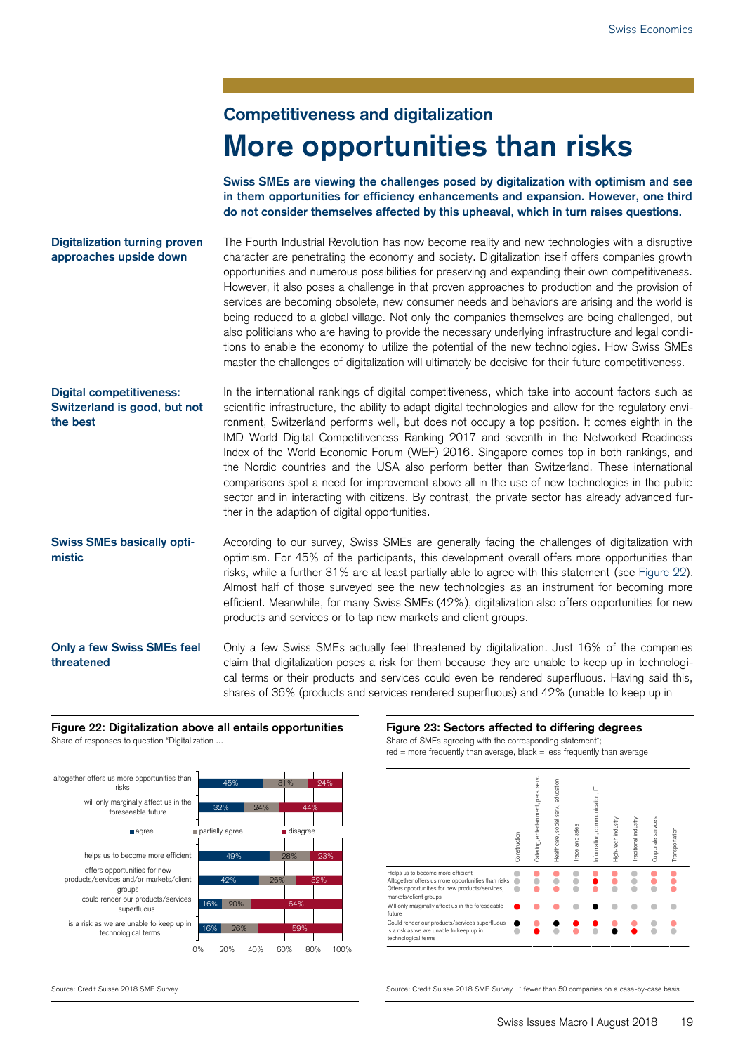## Competitiveness and digitalization

# More opportunities than risks

**Swiss SMEs are viewing the challenges posed by digitalization with optimism and see in them opportunities for efficiency enhancements and expansion. However, one third do not consider themselves affected by this upheaval, which in turn raises questions.**

**Digitalization turning proven approaches upside down**

The Fourth Industrial Revolution has now become reality and new technologies with a disruptive character are penetrating the economy and society. Digitalization itself offers companies growth opportunities and numerous possibilities for preserving and expanding their own competitiveness. However, it also poses a challenge in that proven approaches to production and the provision of services are becoming obsolete, new consumer needs and behaviors are arising and the world is being reduced to a global village. Not only the companies themselves are being challenged, but also politicians who are having to provide the necessary underlying infrastructure and legal conditions to enable the economy to utilize the potential of the new technologies. How Swiss SMEs master the challenges of digitalization will ultimately be decisive for their future competitiveness.

**Digital competitiveness: Switzerland is good, but not the best**

In the international rankings of digital competitiveness, which take into account factors such as scientific infrastructure, the ability to adapt digital technologies and allow for the regulatory environment, Switzerland performs well, but does not occupy a top position. It comes eighth in the IMD World Digital Competitiveness Ranking 2017 and seventh in the Networked Readiness Index of the World Economic Forum (WEF) 2016. Singapore comes top in both rankings, and the Nordic countries and the USA also perform better than Switzerland. These international comparisons spot a need for improvement above all in the use of new technologies in the public sector and in interacting with citizens. By contrast, the private sector has already advanced further in the adaption of digital opportunities.

**Swiss SMEs basically optimistic**

According to our survey, Swiss SMEs are generally facing the challenges of digitalization with optimism. For 45% of the participants, this development overall offers more opportunities than risks, while a further 31% are at least partially able to agree with this statement (see Figure 22). Almost half of those surveyed see the new technologies as an instrument for becoming more efficient. Meanwhile, for many Swiss SMEs (42%), digitalization also offers opportunities for new products and services or to tap new markets and client groups.

**Only a few Swiss SMEs feel threatened**

Only a few Swiss SMEs actually feel threatened by digitalization. Just 16% of the companies claim that digitalization poses a risk for them because they are unable to keep up in technological terms or their products and services could even be rendered superfluous. Having said this, shares of 36% (products and services rendered superfluous) and 42% (unable to keep up in

**Figure 22: Digitalization above all entails opportunities**

Share of responses to question "Digitalization ...

| Statement | agree | partially agree | disagree |
|---|---|---|---|
| altogether offers us more opportunities than risks | 45% | 31% | 24% |
| will only marginally affect us in the foreseeable future | 32% | 24% | 44% |
| helps us to become more efficient | 49% | 28% | 23% |
| offers opportunities for new products/services and/or markets/client groups | 42% | 26% | 32% |
| could render our products/services superfluous | 16% | 20% | 64% |
| is a risk as we are unable to keep up in technological terms | 16% | 26% | 59% |

Source: Credit Suisse 2018 SME Survey

**Figure 23: Sectors affected to differing degrees**

Share of SMEs agreeing with the corresponding statement*; red = more frequently than average, black = less frequently than average

Columns: Construction; Catering, entertainment, pers. serv.; Healthcare, social serv., education; Trade and sales; Information, communication, IT; High-tech industry; Traditional industry; Corporate services; Transportation

Rows: Helps us to become more efficient; Altogether offers us more opportunities than risks; Offers opportunities for new products/services, markets/client groups; Will only marginally affect us in the foreseeable future; Could render our products/services superfluous; Is a risk as we are unable to keep up in technological terms

Source: Credit Suisse 2018 SME Survey * fewer than 50 companies on a case-by-case basis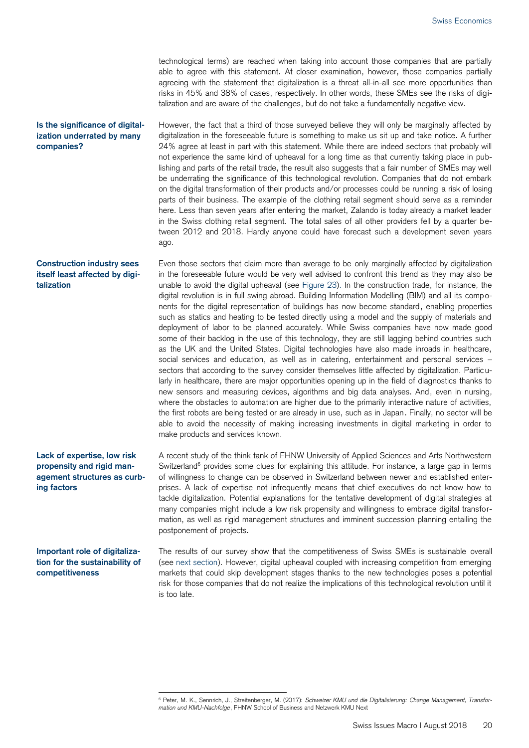technological terms) are reached when taking into account those companies that are partially able to agree with this statement. At closer examination, however, those companies partially agreeing with the statement that digitalization is a threat all-in-all see more opportunities than risks in 45% and 38% of cases, respectively. In other words, these SMEs see the risks of digitalization and are aware of the challenges, but do not take a fundamentally negative view.

**Is the significance of digitalization underrated by many companies?**

However, the fact that a third of those surveyed believe they will only be marginally affected by digitalization in the foreseeable future is something to make us sit up and take notice. A further 24% agree at least in part with this statement. While there are indeed sectors that probably will not experience the same kind of upheaval for a long time as that currently taking place in publishing and parts of the retail trade, the result also suggests that a fair number of SMEs may well be underrating the significance of this technological revolution. Companies that do not embark on the digital transformation of their products and/or processes could be running a risk of losing parts of their business. The example of the clothing retail segment should serve as a reminder here. Less than seven years after entering the market, Zalando is today already a market leader in the Swiss clothing retail segment. The total sales of all other providers fell by a quarter between 2012 and 2018. Hardly anyone could have forecast such a development seven years ago.

**Construction industry sees itself least affected by digitalization**

Even those sectors that claim more than average to be only marginally affected by digitalization in the foreseeable future would be very well advised to confront this trend as they may also be unable to avoid the digital upheaval (see Figure 23). In the construction trade, for instance, the digital revolution is in full swing abroad. Building Information Modelling (BIM) and all its components for the digital representation of buildings has now become standard, enabling properties such as statics and heating to be tested directly using a model and the supply of materials and deployment of labor to be planned accurately. While Swiss companies have now made good some of their backlog in the use of this technology, they are still lagging behind countries such as the UK and the United States. Digital technologies have also made inroads in healthcare, social services and education, as well as in catering, entertainment and personal services – sectors that according to the survey consider themselves little affected by digitalization. Particularly in healthcare, there are major opportunities opening up in the field of diagnostics thanks to new sensors and measuring devices, algorithms and big data analyses. And, even in nursing, where the obstacles to automation are higher due to the primarily interactive nature of activities, the first robots are being tested or are already in use, such as in Japan. Finally, no sector will be able to avoid the necessity of making increasing investments in digital marketing in order to make products and services known.

**Lack of expertise, low risk propensity and rigid management structures as curbing factors**

A recent study of the think tank of FHNW University of Applied Sciences and Arts Northwestern Switzerland[6] provides some clues for explaining this attitude. For instance, a large gap in terms of willingness to change can be observed in Switzerland between newer and established enterprises. A lack of expertise not infrequently means that chief executives do not know how to tackle digitalization. Potential explanations for the tentative development of digital strategies at many companies might include a low risk propensity and willingness to embrace digital transformation, as well as rigid management structures and imminent succession planning entailing the postponement of projects.

**Important role of digitalization for the sustainability of competitiveness**

The results of our survey show that the competitiveness of Swiss SMEs is sustainable overall (see next section). However, digital upheaval coupled with increasing competition from emerging markets that could skip development stages thanks to the new technologies poses a potential risk for those companies that do not realize the implications of this technological revolution until it is too late.

---

[6] Peter, M. K., Sennrich, J., Streitenberger, M. (2017): *Schweizer KMU und die Digitalisierung: Change Management, Transformation und KMU-Nachfolge*, FHNW School of Business and Netzwerk KMU Next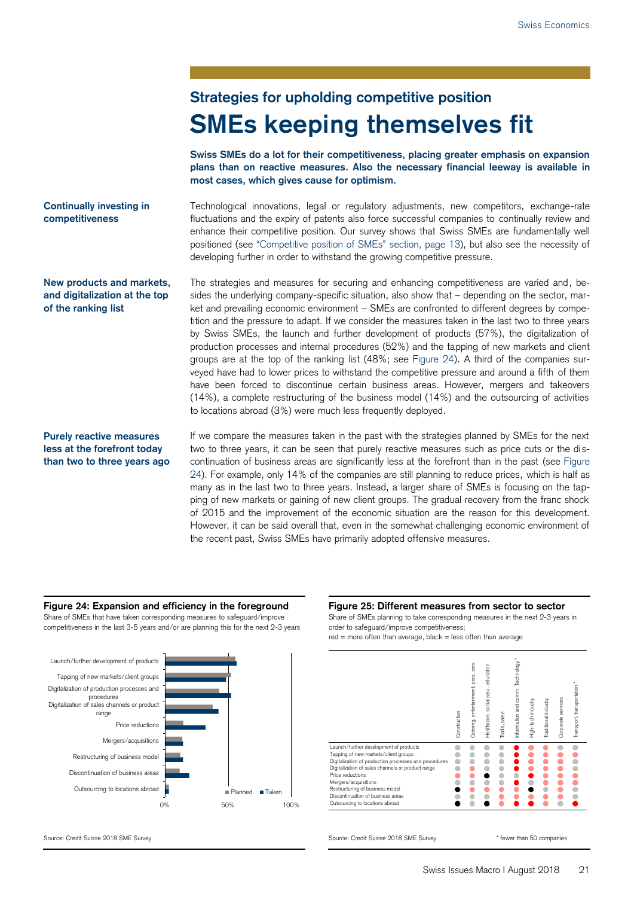## Strategies for upholding competitive position

# SMEs keeping themselves fit

**Swiss SMEs do a lot for their competitiveness, placing greater emphasis on expansion plans than on reactive measures. Also the necessary financial leeway is available in most cases, which gives cause for optimism.**

**Continually investing in competitiveness**

Technological innovations, legal or regulatory adjustments, new competitors, exchange-rate fluctuations and the expiry of patents also force successful companies to continually review and enhance their competitive position. Our survey shows that Swiss SMEs are fundamentally well positioned (see "Competitive position of SMEs" section, page 13), but also see the necessity of developing further in order to withstand the growing competitive pressure.

**New products and markets, and digitalization at the top of the ranking list**

The strategies and measures for securing and enhancing competitiveness are varied and, besides the underlying company-specific situation, also show that – depending on the sector, market and prevailing economic environment – SMEs are confronted to different degrees by competition and the pressure to adapt. If we consider the measures taken in the last two to three years by Swiss SMEs, the launch and further development of products (57%), the digitalization of production processes and internal procedures (52%) and the tapping of new markets and client groups are at the top of the ranking list (48%; see Figure 24). A third of the companies surveyed have had to lower prices to withstand the competitive pressure and around a fifth of them have been forced to discontinue certain business areas. However, mergers and takeovers (14%), a complete restructuring of the business model (14%) and the outsourcing of activities to locations abroad (3%) were much less frequently deployed.

**Purely reactive measures less at the forefront today than two to three years ago**

If we compare the measures taken in the past with the strategies planned by SMEs for the next two to three years, it can be seen that purely reactive measures such as price cuts or the discontinuation of business areas are significantly less at the forefront than in the past (see Figure 24). For example, only 14% of the companies are still planning to reduce prices, which is half as many as in the last two to three years. Instead, a larger share of SMEs is focusing on the tapping of new markets or gaining of new client groups. The gradual recovery from the franc shock of 2015 and the improvement of the economic situation are the reason for this development. However, it can be said overall that, even in the somewhat challenging economic environment of the recent past, Swiss SMEs have primarily adopted offensive measures.

**Figure 24: Expansion and efficiency in the foreground**

Share of SMEs that have taken corresponding measures to safeguard/improve competitiveness in the last 3-5 years and/or are planning this for the next 2-3 years

Categories: Launch/further development of products; Tapping of new markets/client groups; Digitalization of production processes and procedures; Digitalization of sales channels or product range; Price reductions; Mergers/acquisitions; Restructuring of business model; Discontinuation of business areas; Outsourcing to locations abroad. Series: Planned, Taken. Axis: 0%, 50%, 100%.

Source: Credit Suisse 2018 SME Survey

**Figure 25: Different measures from sector to sector**

Share of SMEs planning to take corresponding measures in the next 2-3 years in order to safeguard/improve competitiveness;
red = more often than average, black = less often than average

Rows: Launch/further development of products; Tapping of new markets/client groups; Digitalization of production processes and procedures; Digitalization of sales channels or product range; Price reductions; Mergers/acquisitions; Restructuring of business model; Discontinuation of business areas; Outsourcing to locations abroad

Columns: Construction; Catering, entertainment, pers. serv.; Healthcare, social serv., education; Trade, sales; Information and comm. Technology*; High-tech industry; Traditional industry; Corporate services; Transport, transportation*

Source: Credit Suisse 2018 SME Survey

\* fewer than 50 companies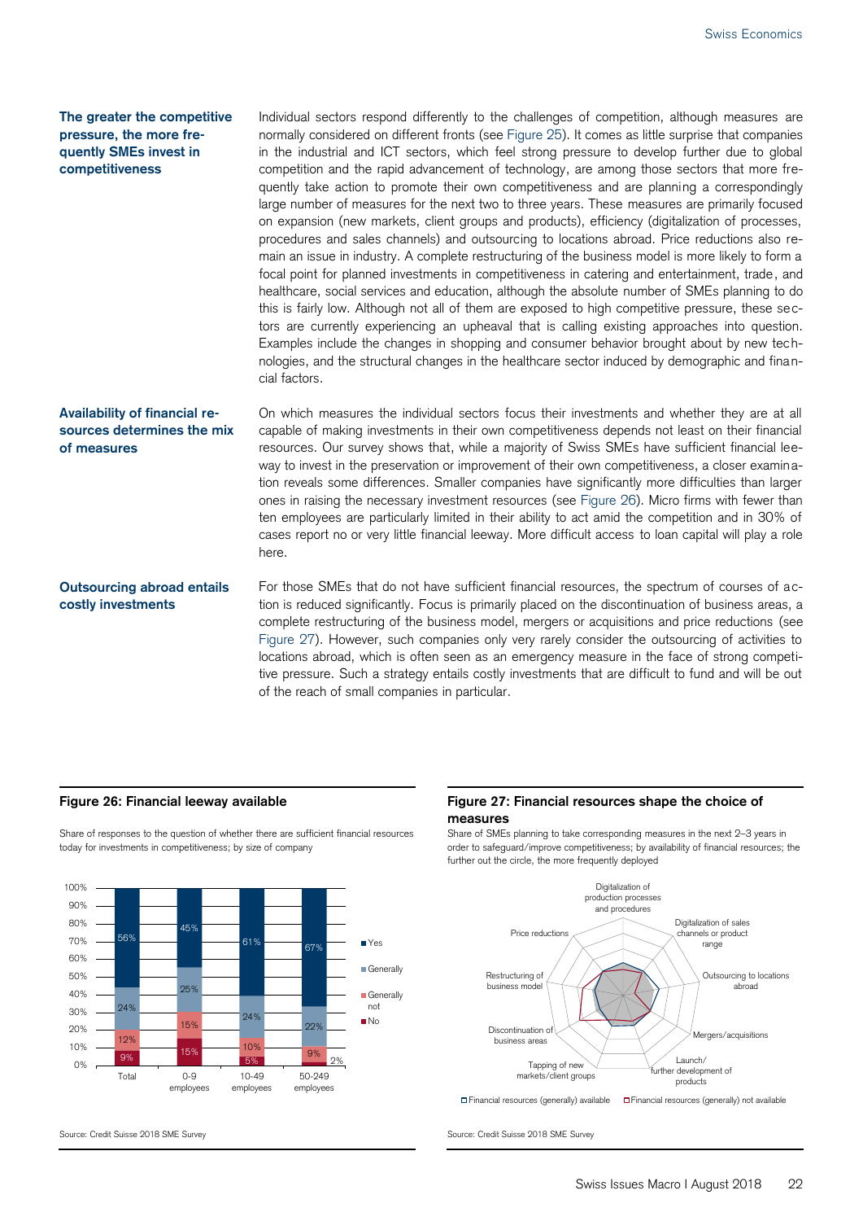**The greater the competitive pressure, the more frequently SMEs invest in competitiveness**

Individual sectors respond differently to the challenges of competition, although measures are normally considered on different fronts (see Figure 25). It comes as little surprise that companies in the industrial and ICT sectors, which feel strong pressure to develop further due to global competition and the rapid advancement of technology, are among those sectors that more frequently take action to promote their own competitiveness and are planning a correspondingly large number of measures for the next two to three years. These measures are primarily focused on expansion (new markets, client groups and products), efficiency (digitalization of processes, procedures and sales channels) and outsourcing to locations abroad. Price reductions also remain an issue in industry. A complete restructuring of the business model is more likely to form a focal point for planned investments in competitiveness in catering and entertainment, trade, and healthcare, social services and education, although the absolute number of SMEs planning to do this is fairly low. Although not all of them are exposed to high competitive pressure, these sectors are currently experiencing an upheaval that is calling existing approaches into question. Examples include the changes in shopping and consumer behavior brought about by new technologies, and the structural changes in the healthcare sector induced by demographic and financial factors.

**Availability of financial resources determines the mix of measures**

On which measures the individual sectors focus their investments and whether they are at all capable of making investments in their own competitiveness depends not least on their financial resources. Our survey shows that, while a majority of Swiss SMEs have sufficient financial leeway to invest in the preservation or improvement of their own competitiveness, a closer examination reveals some differences. Smaller companies have significantly more difficulties than larger ones in raising the necessary investment resources (see Figure 26). Micro firms with fewer than ten employees are particularly limited in their ability to act amid the competition and in 30% of cases report no or very little financial leeway. More difficult access to loan capital will play a role here.

**Outsourcing abroad entails costly investments**

For those SMEs that do not have sufficient financial resources, the spectrum of courses of action is reduced significantly. Focus is primarily placed on the discontinuation of business areas, a complete restructuring of the business model, mergers or acquisitions and price reductions (see Figure 27). However, such companies only very rarely consider the outsourcing of activities to locations abroad, which is often seen as an emergency measure in the face of strong competitive pressure. Such a strategy entails costly investments that are difficult to fund and will be out of the reach of small companies in particular.

**Figure 26: Financial leeway available**

Share of responses to the question of whether there are sufficient financial resources today for investments in competitiveness; by size of company

| | Total | 0-9 employees | 10-49 employees | 50-249 employees |
|---|---|---|---|---|
| Yes | 56% | 45% | 61% | 67% |
| Generally | 24% | 25% | 24% | 22% |
| Generally not | 12% | 15% | 10% | 9% |
| No | 9% | 15% | 5% | 2% |

Source: Credit Suisse 2018 SME Survey

**Figure 27: Financial resources shape the choice of measures**

Share of SMEs planning to take corresponding measures in the next 2–3 years in order to safeguard/improve competitiveness; by availability of financial resources; the further out the circle, the more frequently deployed

Axes: Digitalization of production processes and procedures; Digitalization of sales channels or product range; Outsourcing to locations abroad; Mergers/acquisitions; Launch/further development of products; Tapping of new markets/client groups; Discontinuation of business areas; Restructuring of business model; Price reductions

Legend: Financial resources (generally) available; Financial resources (generally) not available

Source: Credit Suisse 2018 SME Survey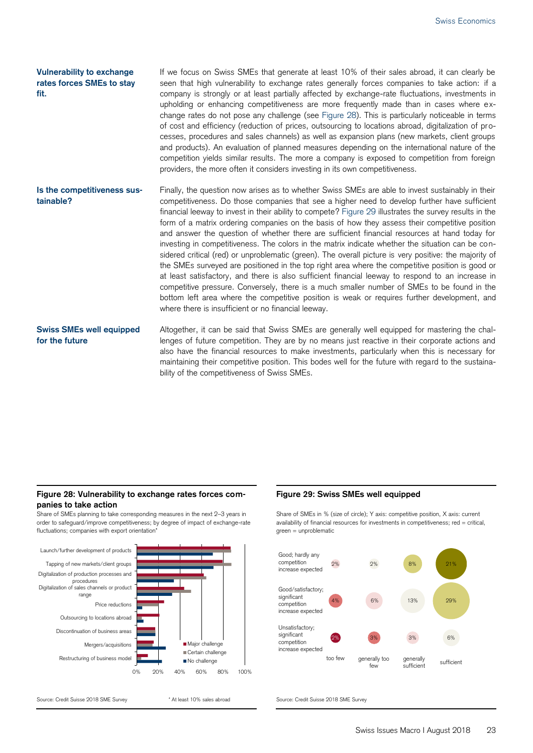**Vulnerability to exchange rates forces SMEs to stay fit.**

If we focus on Swiss SMEs that generate at least 10% of their sales abroad, it can clearly be seen that high vulnerability to exchange rates generally forces companies to take action: if a company is strongly or at least partially affected by exchange-rate fluctuations, investments in upholding or enhancing competitiveness are more frequently made than in cases where exchange rates do not pose any challenge (see Figure 28). This is particularly noticeable in terms of cost and efficiency (reduction of prices, outsourcing to locations abroad, digitalization of processes, procedures and sales channels) as well as expansion plans (new markets, client groups and products). An evaluation of planned measures depending on the international nature of the competition yields similar results. The more a company is exposed to competition from foreign providers, the more often it considers investing in its own competitiveness.

**Is the competitiveness sustainable?**

Finally, the question now arises as to whether Swiss SMEs are able to invest sustainably in their competitiveness. Do those companies that see a higher need to develop further have sufficient financial leeway to invest in their ability to compete? Figure 29 illustrates the survey results in the form of a matrix ordering companies on the basis of how they assess their competitive position and answer the question of whether there are sufficient financial resources at hand today for investing in competitiveness. The colors in the matrix indicate whether the situation can be considered critical (red) or unproblematic (green). The overall picture is very positive: the majority of the SMEs surveyed are positioned in the top right area where the competitive position is good or at least satisfactory, and there is also sufficient financial leeway to respond to an increase in competitive pressure. Conversely, there is a much smaller number of SMEs to be found in the bottom left area where the competitive position is weak or requires further development, and where there is insufficient or no financial leeway.

**Swiss SMEs well equipped for the future**

Altogether, it can be said that Swiss SMEs are generally well equipped for mastering the challenges of future competition. They are by no means just reactive in their corporate actions and also have the financial resources to make investments, particularly when this is necessary for maintaining their competitive position. This bodes well for the future with regard to the sustainability of the competitiveness of Swiss SMEs.

**Figure 28: Vulnerability to exchange rates forces companies to take action**

Share of SMEs planning to take corresponding measures in the next 2–3 years in order to safeguard/improve competitiveness; by degree of impact of exchange-rate fluctuations; companies with export orientation*

Categories: Launch/further development of products; Tapping of new markets/client groups; Digitalization of production processes and procedures; Digitalization of sales channels or product range; Price reductions; Outsourcing to locations abroad; Discontinuation of business areas; Mergers/acquisitions; Restructuring of business model

Legend: Major challenge; Certain challenge; No challenge

Source: Credit Suisse 2018 SME Survey

* At least 10% sales abroad

**Figure 29: Swiss SMEs well equipped**

Share of SMEs in % (size of circle); Y axis: competitive position, X axis: current availability of financial resources for investments in competitiveness; red = critical, green = unproblematic

| | too few | generally too few | generally sufficient | sufficient |
|---|---|---|---|---|
| Good; hardly any competition increase expected | 2% | 2% | 8% | 21% |
| Good/satisfactory; significant competition increase expected | 4% | 6% | 13% | 29% |
| Unsatisfactory; significant competition increase expected | 2% | 3% | 3% | 6% |

Source: Credit Suisse 2018 SME Survey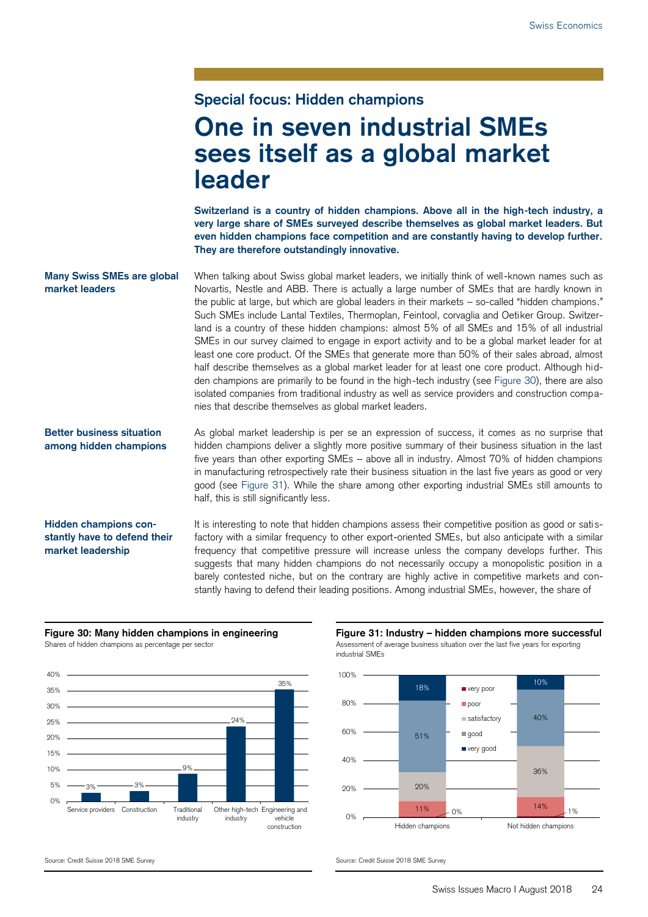## Special focus: Hidden champions

# One in seven industrial SMEs sees itself as a global market leader

**Switzerland is a country of hidden champions. Above all in the high-tech industry, a very large share of SMEs surveyed describe themselves as global market leaders. But even hidden champions face competition and are constantly having to develop further. They are therefore outstandingly innovative.**

**Many Swiss SMEs are global market leaders**

When talking about Swiss global market leaders, we initially think of well-known names such as Novartis, Nestle and ABB. There is actually a large number of SMEs that are hardly known in the public at large, but which are global leaders in their markets – so-called "hidden champions." Such SMEs include Lantal Textiles, Thermoplan, Feintool, corvaglia and Oetiker Group. Switzerland is a country of these hidden champions: almost 5% of all SMEs and 15% of all industrial SMEs in our survey claimed to engage in export activity and to be a global market leader for at least one core product. Of the SMEs that generate more than 50% of their sales abroad, almost half describe themselves as a global market leader for at least one core product. Although hidden champions are primarily to be found in the high-tech industry (see Figure 30), there are also isolated companies from traditional industry as well as service providers and construction companies that describe themselves as global market leaders.

**Better business situation among hidden champions**

As global market leadership is per se an expression of success, it comes as no surprise that hidden champions deliver a slightly more positive summary of their business situation in the last five years than other exporting SMEs – above all in industry. Almost 70% of hidden champions in manufacturing retrospectively rate their business situation in the last five years as good or very good (see Figure 31). While the share among other exporting industrial SMEs still amounts to half, this is still significantly less.

**Hidden champions constantly have to defend their market leadership**

It is interesting to note that hidden champions assess their competitive position as good or satisfactory with a similar frequency to other export-oriented SMEs, but also anticipate with a similar frequency that competitive pressure will increase unless the company develops further. This suggests that many hidden champions do not necessarily occupy a monopolistic position in a barely contested niche, but on the contrary are highly active in competitive markets and constantly having to defend their leading positions. Among industrial SMEs, however, the share of

**Figure 30: Many hidden champions in engineering**

Shares of hidden champions as percentage per sector

| Sector | Share |
|---|---|
| Service providers | 3% |
| Construction | 3% |
| Traditional industry | 9% |
| Other high-tech industry | 24% |
| Engineering and vehicle construction | 35% |

Source: Credit Suisse 2018 SME Survey

**Figure 31: Industry – hidden champions more successful**

Assessment of average business situation over the last five years for exporting industrial SMEs

| | Hidden champions | Not hidden champions |
|---|---|---|
| very poor | 0% | 1% |
| poor | 11% | 14% |
| satisfactory | 20% | 36% |
| good | 51% | 40% |
| very good | 18% | 10% |

Source: Credit Suisse 2018 SME Survey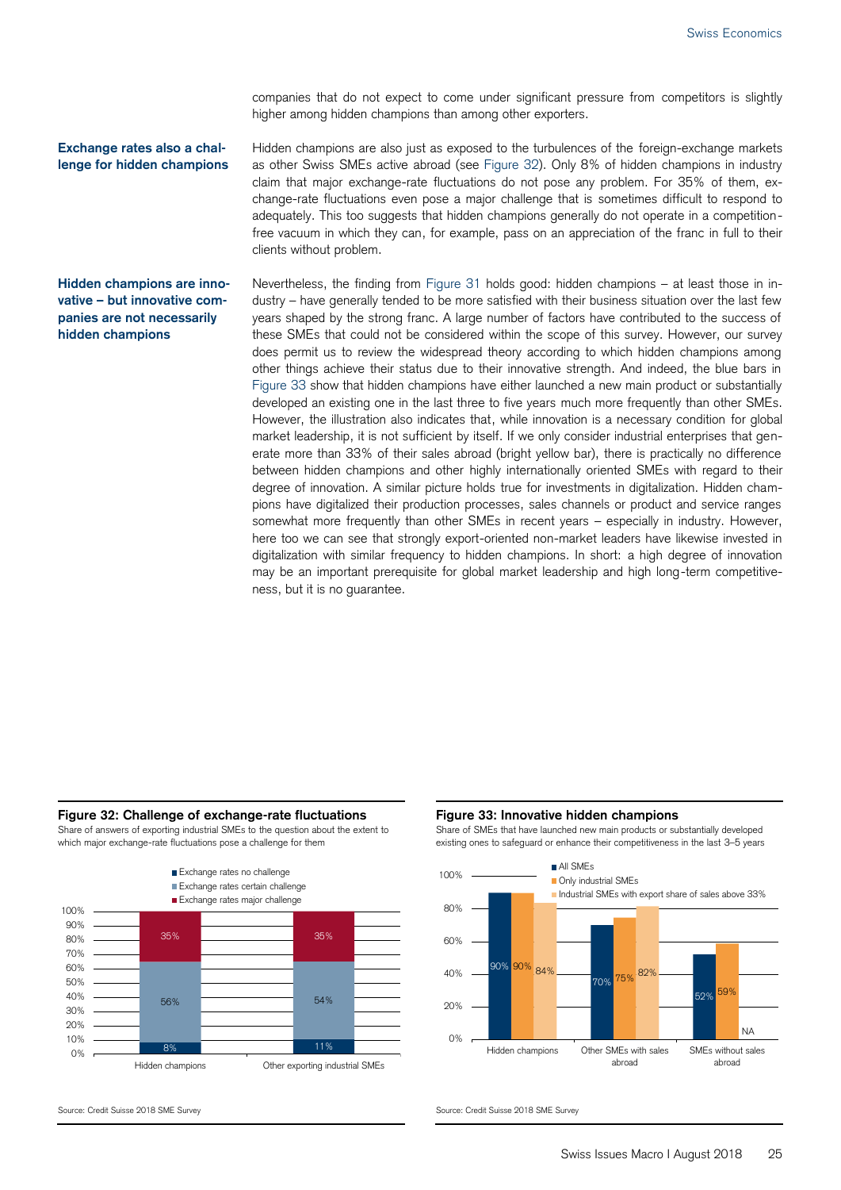companies that do not expect to come under significant pressure from competitors is slightly higher among hidden champions than among other exporters.

**Exchange rates also a challenge for hidden champions**

Hidden champions are also just as exposed to the turbulences of the foreign-exchange markets as other Swiss SMEs active abroad (see Figure 32). Only 8% of hidden champions in industry claim that major exchange-rate fluctuations do not pose any problem. For 35% of them, exchange-rate fluctuations even pose a major challenge that is sometimes difficult to respond to adequately. This too suggests that hidden champions generally do not operate in a competition-free vacuum in which they can, for example, pass on an appreciation of the franc in full to their clients without problem.

**Hidden champions are innovative – but innovative companies are not necessarily hidden champions**

Nevertheless, the finding from Figure 31 holds good: hidden champions – at least those in industry – have generally tended to be more satisfied with their business situation over the last few years shaped by the strong franc. A large number of factors have contributed to the success of these SMEs that could not be considered within the scope of this survey. However, our survey does permit us to review the widespread theory according to which hidden champions among other things achieve their status due to their innovative strength. And indeed, the blue bars in Figure 33 show that hidden champions have either launched a new main product or substantially developed an existing one in the last three to five years much more frequently than other SMEs. However, the illustration also indicates that, while innovation is a necessary condition for global market leadership, it is not sufficient by itself. If we only consider industrial enterprises that generate more than 33% of their sales abroad (bright yellow bar), there is practically no difference between hidden champions and other highly internationally oriented SMEs with regard to their degree of innovation. A similar picture holds true for investments in digitalization. Hidden champions have digitalized their production processes, sales channels or product and service ranges somewhat more frequently than other SMEs in recent years – especially in industry. However, here too we can see that strongly export-oriented non-market leaders have likewise invested in digitalization with similar frequency to hidden champions. In short: a high degree of innovation may be an important prerequisite for global market leadership and high long-term competitiveness, but it is no guarantee.

**Figure 32: Challenge of exchange-rate fluctuations**

Share of answers of exporting industrial SMEs to the question about the extent to which major exchange-rate fluctuations pose a challenge for them

| | Exchange rates no challenge | Exchange rates certain challenge | Exchange rates major challenge |
|---|---|---|---|
| Hidden champions | 8% | 56% | 35% |
| Other exporting industrial SMEs | 11% | 54% | 35% |

Source: Credit Suisse 2018 SME Survey

**Figure 33: Innovative hidden champions**

Share of SMEs that have launched new main products or substantially developed existing ones to safeguard or enhance their competitiveness in the last 3–5 years

| | All SMEs | Only industrial SMEs | Industrial SMEs with export share of sales above 33% |
|---|---|---|---|
| Hidden champions | 90% | 90% | 84% |
| Other SMEs with sales abroad | 70% | 75% | 82% |
| SMEs without sales abroad | 52% | 59% | NA |

Source: Credit Suisse 2018 SME Survey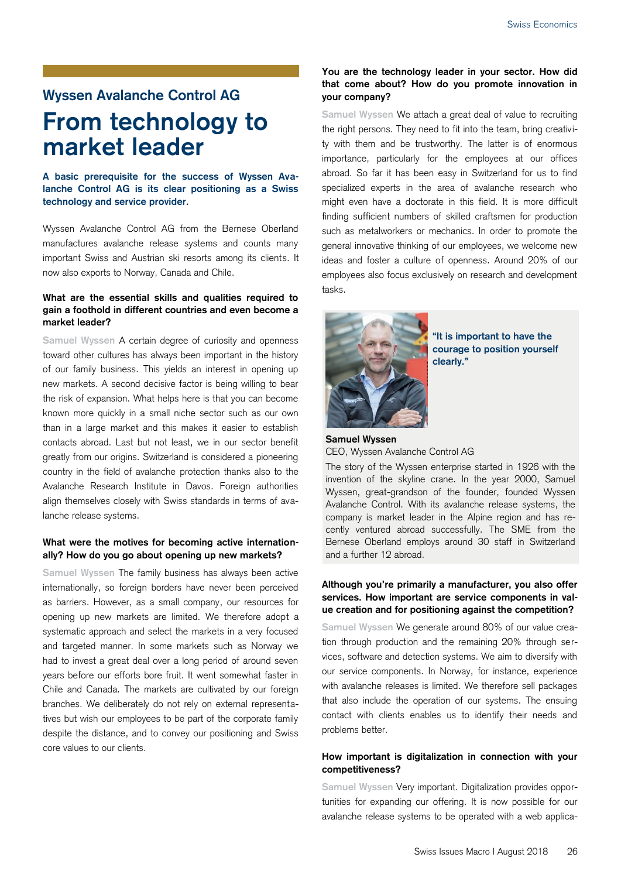## Wyssen Avalanche Control AG

# From technology to market leader

**A basic prerequisite for the success of Wyssen Avalanche Control AG is its clear positioning as a Swiss technology and service provider.**

Wyssen Avalanche Control AG from the Bernese Oberland manufactures avalanche release systems and counts many important Swiss and Austrian ski resorts among its clients. It now also exports to Norway, Canada and Chile.

**What are the essential skills and qualities required to gain a foothold in different countries and even become a market leader?**

Samuel Wyssen A certain degree of curiosity and openness toward other cultures has always been important in the history of our family business. This yields an interest in opening up new markets. A second decisive factor is being willing to bear the risk of expansion. What helps here is that you can become known more quickly in a small niche sector such as our own than in a large market and this makes it easier to establish contacts abroad. Last but not least, we in our sector benefit greatly from our origins. Switzerland is considered a pioneering country in the field of avalanche protection thanks also to the Avalanche Research Institute in Davos. Foreign authorities align themselves closely with Swiss standards in terms of avalanche release systems.

**What were the motives for becoming active internationally? How do you go about opening up new markets?**

Samuel Wyssen The family business has always been active internationally, so foreign borders have never been perceived as barriers. However, as a small company, our resources for opening up new markets are limited. We therefore adopt a systematic approach and select the markets in a very focused and targeted manner. In some markets such as Norway we had to invest a great deal over a long period of around seven years before our efforts bore fruit. It went somewhat faster in Chile and Canada. The markets are cultivated by our foreign branches. We deliberately do not rely on external representatives but wish our employees to be part of the corporate family despite the distance, and to convey our positioning and Swiss core values to our clients.

**You are the technology leader in your sector. How did that come about? How do you promote innovation in your company?**

Samuel Wyssen We attach a great deal of value to recruiting the right persons. They need to fit into the team, bring creativity with them and be trustworthy. The latter is of enormous importance, particularly for the employees at our offices abroad. So far it has been easy in Switzerland for us to find specialized experts in the area of avalanche research who might even have a doctorate in this field. It is more difficult finding sufficient numbers of skilled craftsmen for production such as metalworkers or mechanics. In order to promote the general innovative thinking of our employees, we welcome new ideas and foster a culture of openness. Around 20% of our employees also focus exclusively on research and development tasks.

**"It is important to have the courage to position yourself clearly."**

**Samuel Wyssen**
CEO, Wyssen Avalanche Control AG

The story of the Wyssen enterprise started in 1926 with the invention of the skyline crane. In the year 2000, Samuel Wyssen, great-grandson of the founder, founded Wyssen Avalanche Control. With its avalanche release systems, the company is market leader in the Alpine region and has recently ventured abroad successfully. The SME from the Bernese Oberland employs around 30 staff in Switzerland and a further 12 abroad.

**Although you're primarily a manufacturer, you also offer services. How important are service components in value creation and for positioning against the competition?**

Samuel Wyssen We generate around 80% of our value creation through production and the remaining 20% through services, software and detection systems. We aim to diversify with our service components. In Norway, for instance, experience with avalanche releases is limited. We therefore sell packages that also include the operation of our systems. The ensuing contact with clients enables us to identify their needs and problems better.

**How important is digitalization in connection with your competitiveness?**

Samuel Wyssen Very important. Digitalization provides opportunities for expanding our offering. It is now possible for our avalanche release systems to be operated with a web applica-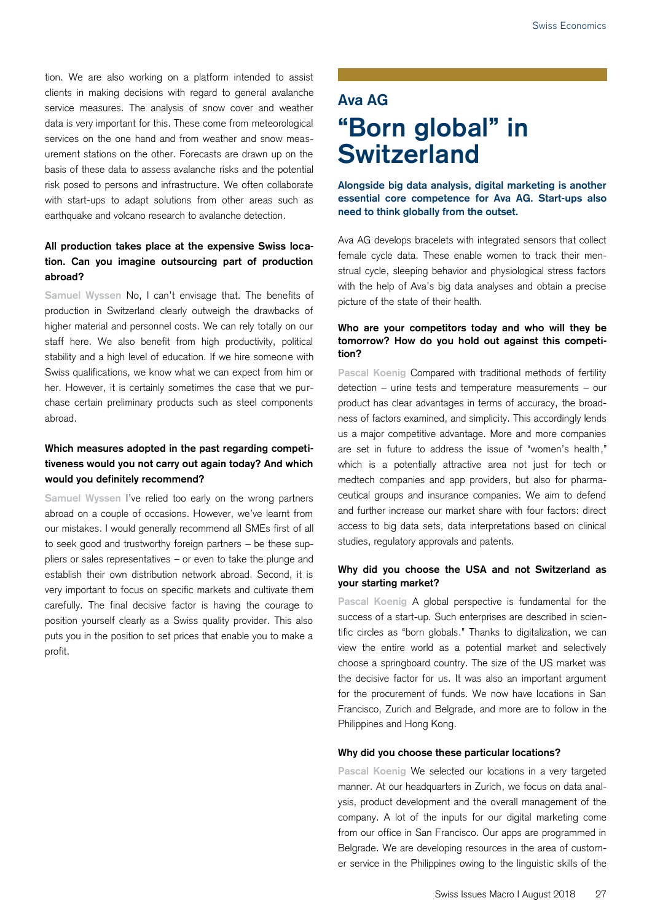tion. We are also working on a platform intended to assist clients in making decisions with regard to general avalanche service measures. The analysis of snow cover and weather data is very important for this. These come from meteorological services on the one hand and from weather and snow measurement stations on the other. Forecasts are drawn up on the basis of these data to assess avalanche risks and the potential risk posed to persons and infrastructure. We often collaborate with start-ups to adapt solutions from other areas such as earthquake and volcano research to avalanche detection.

**All production takes place at the expensive Swiss location. Can you imagine outsourcing part of production abroad?**

Samuel Wyssen No, I can't envisage that. The benefits of production in Switzerland clearly outweigh the drawbacks of higher material and personnel costs. We can rely totally on our staff here. We also benefit from high productivity, political stability and a high level of education. If we hire someone with Swiss qualifications, we know what we can expect from him or her. However, it is certainly sometimes the case that we purchase certain preliminary products such as steel components abroad.

**Which measures adopted in the past regarding competitiveness would you not carry out again today? And which would you definitely recommend?**

Samuel Wyssen I've relied too early on the wrong partners abroad on a couple of occasions. However, we've learnt from our mistakes. I would generally recommend all SMEs first of all to seek good and trustworthy foreign partners – be these suppliers or sales representatives – or even to take the plunge and establish their own distribution network abroad. Second, it is very important to focus on specific markets and cultivate them carefully. The final decisive factor is having the courage to position yourself clearly as a Swiss quality provider. This also puts you in the position to set prices that enable you to make a profit.

## Ava AG

# "Born global" in Switzerland

**Alongside big data analysis, digital marketing is another essential core competence for Ava AG. Start-ups also need to think globally from the outset.**

Ava AG develops bracelets with integrated sensors that collect female cycle data. These enable women to track their menstrual cycle, sleeping behavior and physiological stress factors with the help of Ava's big data analyses and obtain a precise picture of the state of their health.

**Who are your competitors today and who will they be tomorrow? How do you hold out against this competition?**

Pascal Koenig Compared with traditional methods of fertility detection – urine tests and temperature measurements – our product has clear advantages in terms of accuracy, the broadness of factors examined, and simplicity. This accordingly lends us a major competitive advantage. More and more companies are set in future to address the issue of "women's health," which is a potentially attractive area not just for tech or medtech companies and app providers, but also for pharmaceutical groups and insurance companies. We aim to defend and further increase our market share with four factors: direct access to big data sets, data interpretations based on clinical studies, regulatory approvals and patents.

**Why did you choose the USA and not Switzerland as your starting market?**

Pascal Koenig A global perspective is fundamental for the success of a start-up. Such enterprises are described in scientific circles as "born globals." Thanks to digitalization, we can view the entire world as a potential market and selectively choose a springboard country. The size of the US market was the decisive factor for us. It was also an important argument for the procurement of funds. We now have locations in San Francisco, Zurich and Belgrade, and more are to follow in the Philippines and Hong Kong.

**Why did you choose these particular locations?**

Pascal Koenig We selected our locations in a very targeted manner. At our headquarters in Zurich, we focus on data analysis, product development and the overall management of the company. A lot of the inputs for our digital marketing come from our office in San Francisco. Our apps are programmed in Belgrade. We are developing resources in the area of customer service in the Philippines owing to the linguistic skills of the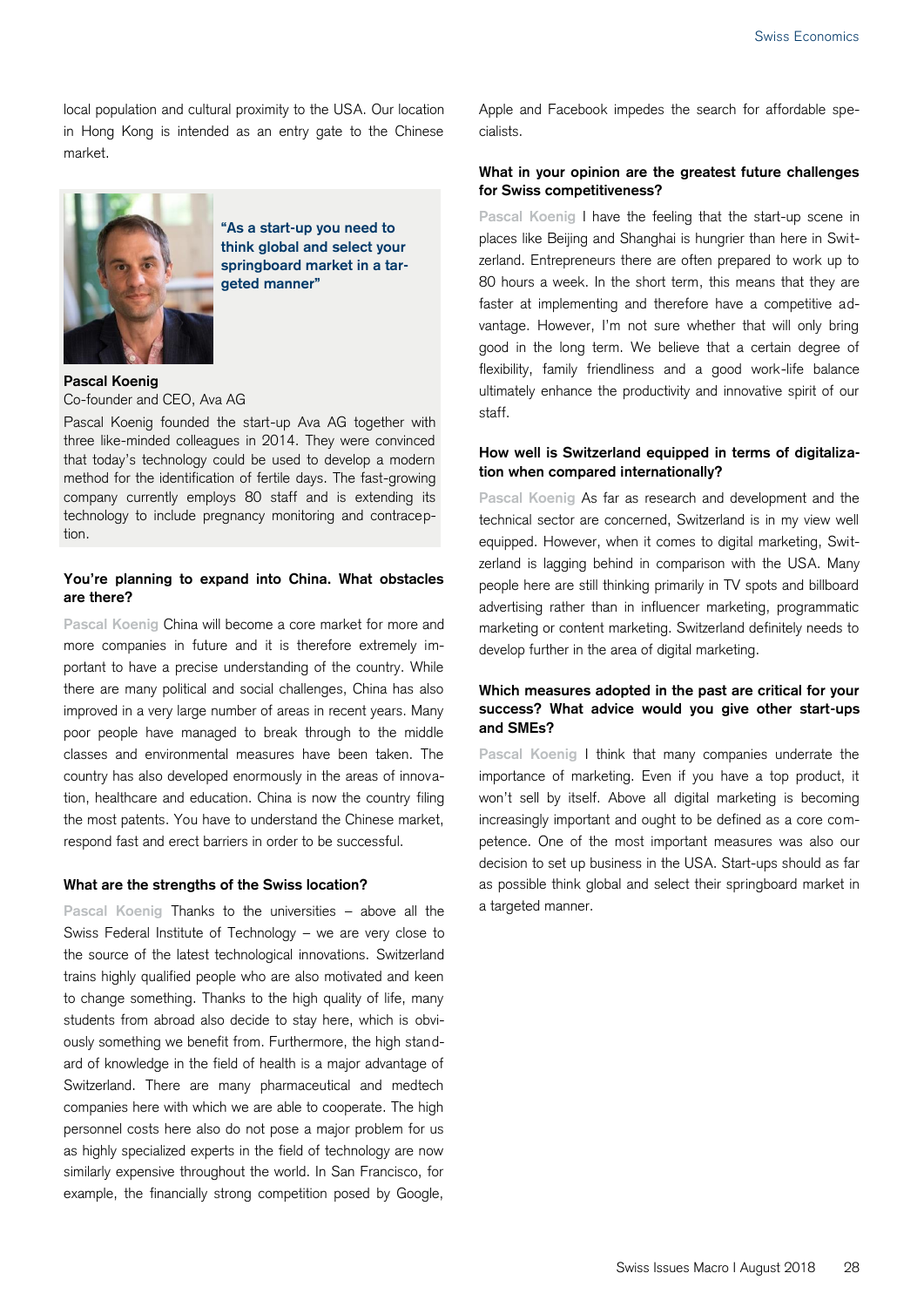local population and cultural proximity to the USA. Our location in Hong Kong is intended as an entry gate to the Chinese market.

**"As a start-up you need to think global and select your springboard market in a targeted manner"**

**Pascal Koenig**
Co-founder and CEO, Ava AG

Pascal Koenig founded the start-up Ava AG together with three like-minded colleagues in 2014. They were convinced that today's technology could be used to develop a modern method for the identification of fertile days. The fast-growing company currently employs 80 staff and is extending its technology to include pregnancy monitoring and contraception.

**You're planning to expand into China. What obstacles are there?**

Pascal Koenig China will become a core market for more and more companies in future and it is therefore extremely important to have a precise understanding of the country. While there are many political and social challenges, China has also improved in a very large number of areas in recent years. Many poor people have managed to break through to the middle classes and environmental measures have been taken. The country has also developed enormously in the areas of innovation, healthcare and education. China is now the country filing the most patents. You have to understand the Chinese market, respond fast and erect barriers in order to be successful.

**What are the strengths of the Swiss location?**

Pascal Koenig Thanks to the universities – above all the Swiss Federal Institute of Technology – we are very close to the source of the latest technological innovations. Switzerland trains highly qualified people who are also motivated and keen to change something. Thanks to the high quality of life, many students from abroad also decide to stay here, which is obviously something we benefit from. Furthermore, the high standard of knowledge in the field of health is a major advantage of Switzerland. There are many pharmaceutical and medtech companies here with which we are able to cooperate. The high personnel costs here also do not pose a major problem for us as highly specialized experts in the field of technology are now similarly expensive throughout the world. In San Francisco, for example, the financially strong competition posed by Google, Apple and Facebook impedes the search for affordable specialists.

**What in your opinion are the greatest future challenges for Swiss competitiveness?**

Pascal Koenig I have the feeling that the start-up scene in places like Beijing and Shanghai is hungrier than here in Switzerland. Entrepreneurs there are often prepared to work up to 80 hours a week. In the short term, this means that they are faster at implementing and therefore have a competitive advantage. However, I'm not sure whether that will only bring good in the long term. We believe that a certain degree of flexibility, family friendliness and a good work-life balance ultimately enhance the productivity and innovative spirit of our staff.

**How well is Switzerland equipped in terms of digitalization when compared internationally?**

Pascal Koenig As far as research and development and the technical sector are concerned, Switzerland is in my view well equipped. However, when it comes to digital marketing, Switzerland is lagging behind in comparison with the USA. Many people here are still thinking primarily in TV spots and billboard advertising rather than in influencer marketing, programmatic marketing or content marketing. Switzerland definitely needs to develop further in the area of digital marketing.

**Which measures adopted in the past are critical for your success? What advice would you give other start-ups and SMEs?**

Pascal Koenig I think that many companies underrate the importance of marketing. Even if you have a top product, it won't sell by itself. Above all digital marketing is becoming increasingly important and ought to be defined as a core competence. One of the most important measures was also our decision to set up business in the USA. Start-ups should as far as possible think global and select their springboard market in a targeted manner.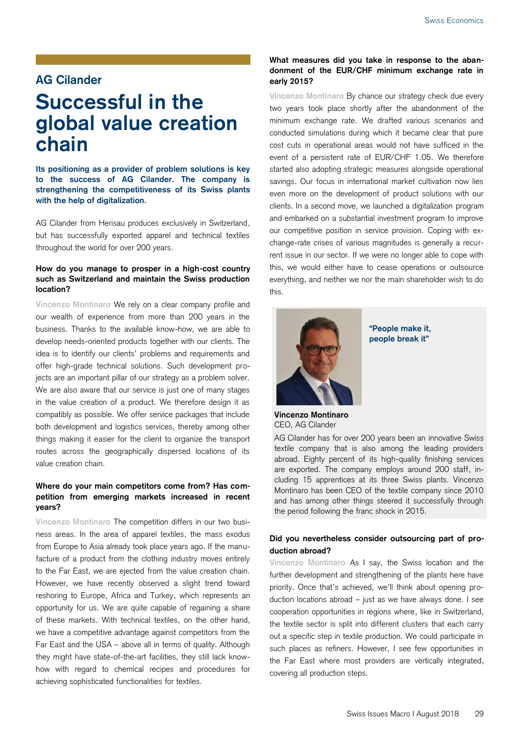## AG Cilander

# Successful in the global value creation chain

**Its positioning as a provider of problem solutions is key to the success of AG Cilander. The company is strengthening the competitiveness of its Swiss plants with the help of digitalization.**

AG Cilander from Herisau produces exclusively in Switzerland, but has successfully exported apparel and technical textiles throughout the world for over 200 years.

**How do you manage to prosper in a high-cost country such as Switzerland and maintain the Swiss production location?**

Vincenzo Montinaro We rely on a clear company profile and our wealth of experience from more than 200 years in the business. Thanks to the available know-how, we are able to develop needs-oriented products together with our clients. The idea is to identify our clients' problems and requirements and offer high-grade technical solutions. Such development projects are an important pillar of our strategy as a problem solver. We are also aware that our service is just one of many stages in the value creation of a product. We therefore design it as compatibly as possible. We offer service packages that include both development and logistics services, thereby among other things making it easier for the client to organize the transport routes across the geographically dispersed locations of its value creation chain.

**Where do your main competitors come from? Has competition from emerging markets increased in recent years?**

Vincenzo Montinaro The competition differs in our two business areas. In the area of apparel textiles, the mass exodus from Europe to Asia already took place years ago. If the manufacture of a product from the clothing industry moves entirely to the Far East, we are ejected from the value creation chain. However, we have recently observed a slight trend toward reshoring to Europe, Africa and Turkey, which represents an opportunity for us. We are quite capable of regaining a share of these markets. With technical textiles, on the other hand, we have a competitive advantage against competitors from the Far East and the USA – above all in terms of quality. Although they might have state-of-the-art facilities, they still lack know-how with regard to chemical recipes and procedures for achieving sophisticated functionalities for textiles.

**What measures did you take in response to the abandonment of the EUR/CHF minimum exchange rate in early 2015?**

Vincenzo Montinaro By chance our strategy check due every two years took place shortly after the abandonment of the minimum exchange rate. We drafted various scenarios and conducted simulations during which it became clear that pure cost cuts in operational areas would not have sufficed in the event of a persistent rate of EUR/CHF 1.05. We therefore started also adopting strategic measures alongside operational savings. Our focus in international market cultivation now lies even more on the development of product solutions with our clients. In a second move, we launched a digitalization program and embarked on a substantial investment program to improve our competitive position in service provision. Coping with exchange-rate crises of various magnitudes is generally a recurrent issue in our sector. If we were no longer able to cope with this, we would either have to cease operations or outsource everything, and neither we nor the main shareholder wish to do this.

**"People make it, people break it"**

**Vincenzo Montinaro**
CEO, AG Cilander

AG Cilander has for over 200 years been an innovative Swiss textile company that is also among the leading providers abroad. Eighty percent of its high-quality finishing services are exported. The company employs around 200 staff, including 15 apprentices at its three Swiss plants. Vincenzo Montinaro has been CEO of the textile company since 2010 and has among other things steered it successfully through the period following the franc shock in 2015.

**Did you nevertheless consider outsourcing part of production abroad?**

Vincenzo Montinaro As I say, the Swiss location and the further development and strengthening of the plants here have priority. Once that's achieved, we'll think about opening production locations abroad – just as we have always done. I see cooperation opportunities in regions where, like in Switzerland, the textile sector is split into different clusters that each carry out a specific step in textile production. We could participate in such places as refiners. However, I see few opportunities in the Far East where most providers are vertically integrated, covering all production steps.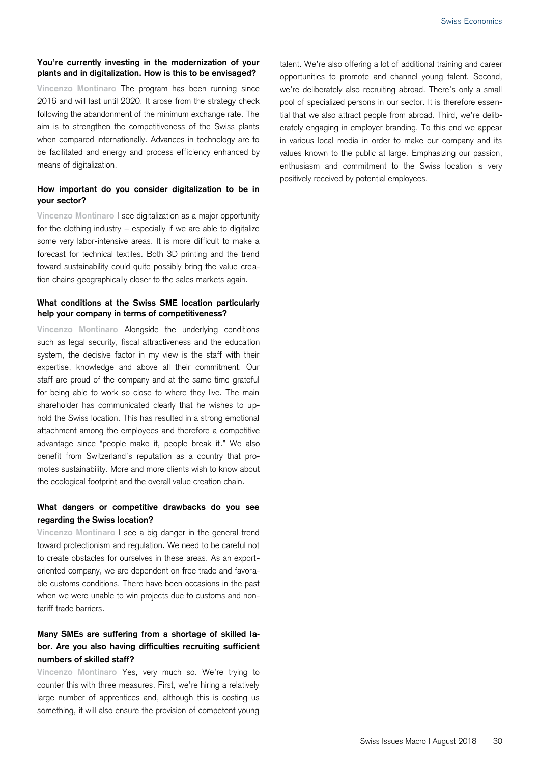**You're currently investing in the modernization of your plants and in digitalization. How is this to be envisaged?**

**Vincenzo Montinaro** The program has been running since 2016 and will last until 2020. It arose from the strategy check following the abandonment of the minimum exchange rate. The aim is to strengthen the competitiveness of the Swiss plants when compared internationally. Advances in technology are to be facilitated and energy and process efficiency enhanced by means of digitalization.

**How important do you consider digitalization to be in your sector?**

**Vincenzo Montinaro** I see digitalization as a major opportunity for the clothing industry – especially if we are able to digitalize some very labor-intensive areas. It is more difficult to make a forecast for technical textiles. Both 3D printing and the trend toward sustainability could quite possibly bring the value creation chains geographically closer to the sales markets again.

**What conditions at the Swiss SME location particularly help your company in terms of competitiveness?**

**Vincenzo Montinaro** Alongside the underlying conditions such as legal security, fiscal attractiveness and the education system, the decisive factor in my view is the staff with their expertise, knowledge and above all their commitment. Our staff are proud of the company and at the same time grateful for being able to work so close to where they live. The main shareholder has communicated clearly that he wishes to uphold the Swiss location. This has resulted in a strong emotional attachment among the employees and therefore a competitive advantage since "people make it, people break it." We also benefit from Switzerland's reputation as a country that promotes sustainability. More and more clients wish to know about the ecological footprint and the overall value creation chain.

**What dangers or competitive drawbacks do you see regarding the Swiss location?**

**Vincenzo Montinaro** I see a big danger in the general trend toward protectionism and regulation. We need to be careful not to create obstacles for ourselves in these areas. As an export-oriented company, we are dependent on free trade and favorable customs conditions. There have been occasions in the past when we were unable to win projects due to customs and non-tariff trade barriers.

**Many SMEs are suffering from a shortage of skilled labor. Are you also having difficulties recruiting sufficient numbers of skilled staff?**

**Vincenzo Montinaro** Yes, very much so. We're trying to counter this with three measures. First, we're hiring a relatively large number of apprentices and, although this is costing us something, it will also ensure the provision of competent young talent. We're also offering a lot of additional training and career opportunities to promote and channel young talent. Second, we're deliberately also recruiting abroad. There's only a small pool of specialized persons in our sector. It is therefore essential that we also attract people from abroad. Third, we're deliberately engaging in employer branding. To this end we appear in various local media in order to make our company and its values known to the public at large. Emphasizing our passion, enthusiasm and commitment to the Swiss location is very positively received by potential employees.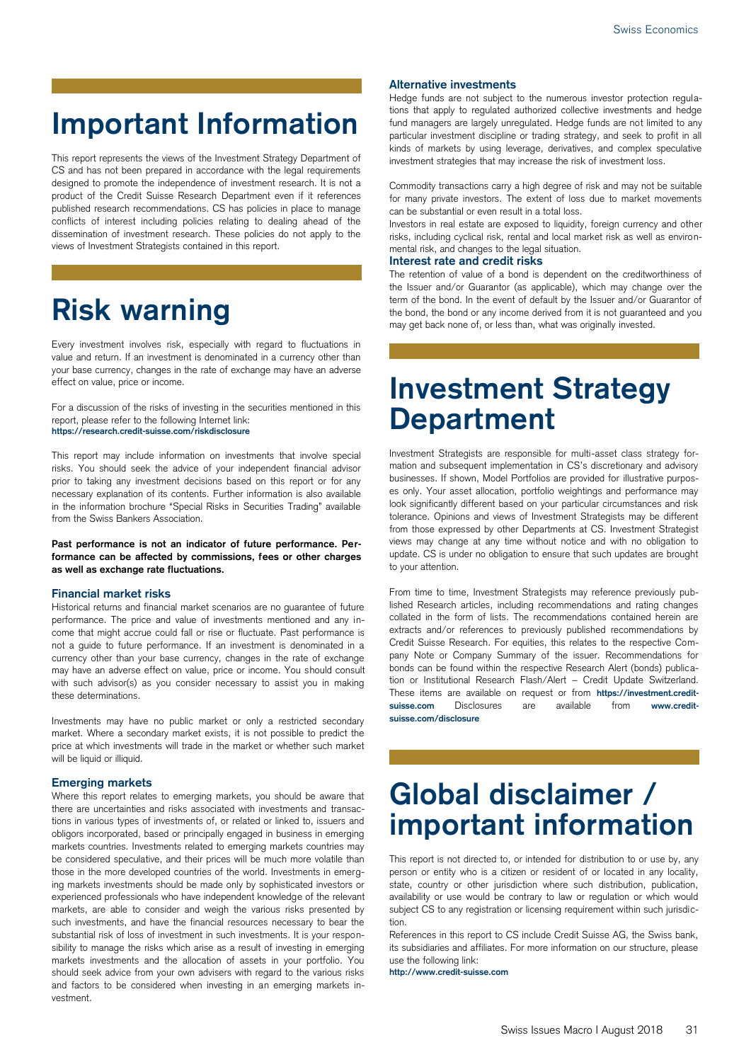# Important Information

This report represents the views of the Investment Strategy Department of CS and has not been prepared in accordance with the legal requirements designed to promote the independence of investment research. It is not a product of the Credit Suisse Research Department even if it references published research recommendations. CS has policies in place to manage conflicts of interest including policies relating to dealing ahead of the dissemination of investment research. These policies do not apply to the views of Investment Strategists contained in this report.

# Risk warning

Every investment involves risk, especially with regard to fluctuations in value and return. If an investment is denominated in a currency other than your base currency, changes in the rate of exchange may have an adverse effect on value, price or income.

For a discussion of the risks of investing in the securities mentioned in this report, please refer to the following Internet link:
**https://research.credit-suisse.com/riskdisclosure**

This report may include information on investments that involve special risks. You should seek the advice of your independent financial advisor prior to taking any investment decisions based on this report or for any necessary explanation of its contents. Further information is also available in the information brochure "Special Risks in Securities Trading" available from the Swiss Bankers Association.

**Past performance is not an indicator of future performance. Performance can be affected by commissions, fees or other charges as well as exchange rate fluctuations.**

### Financial market risks

Historical returns and financial market scenarios are no guarantee of future performance. The price and value of investments mentioned and any income that might accrue could fall or rise or fluctuate. Past performance is not a guide to future performance. If an investment is denominated in a currency other than your base currency, changes in the rate of exchange may have an adverse effect on value, price or income. You should consult with such advisor(s) as you consider necessary to assist you in making these determinations.

Investments may have no public market or only a restricted secondary market. Where a secondary market exists, it is not possible to predict the price at which investments will trade in the market or whether such market will be liquid or illiquid.

### Emerging markets

Where this report relates to emerging markets, you should be aware that there are uncertainties and risks associated with investments and transactions in various types of investments of, or related or linked to, issuers and obligors incorporated, based or principally engaged in business in emerging markets countries. Investments related to emerging markets countries may be considered speculative, and their prices will be much more volatile than those in the more developed countries of the world. Investments in emerging markets investments should be made only by sophisticated investors or experienced professionals who have independent knowledge of the relevant markets, are able to consider and weigh the various risks presented by such investments, and have the financial resources necessary to bear the substantial risk of loss of investment in such investments. It is your responsibility to manage the risks which arise as a result of investing in emerging markets investments and the allocation of assets in your portfolio. You should seek advice from your own advisers with regard to the various risks and factors to be considered when investing in an emerging markets investment.

### Alternative investments

Hedge funds are not subject to the numerous investor protection regulations that apply to regulated authorized collective investments and hedge fund managers are largely unregulated. Hedge funds are not limited to any particular investment discipline or trading strategy, and seek to profit in all kinds of markets by using leverage, derivatives, and complex speculative investment strategies that may increase the risk of investment loss.

Commodity transactions carry a high degree of risk and may not be suitable for many private investors. The extent of loss due to market movements can be substantial or even result in a total loss.

Investors in real estate are exposed to liquidity, foreign currency and other risks, including cyclical risk, rental and local market risk as well as environmental risk, and changes to the legal situation.

### Interest rate and credit risks

The retention of value of a bond is dependent on the creditworthiness of the Issuer and/or Guarantor (as applicable), which may change over the term of the bond. In the event of default by the Issuer and/or Guarantor of the bond, the bond or any income derived from it is not guaranteed and you may get back none of, or less than, what was originally invested.

# Investment Strategy Department

Investment Strategists are responsible for multi-asset class strategy formation and subsequent implementation in CS's discretionary and advisory businesses. If shown, Model Portfolios are provided for illustrative purposes only. Your asset allocation, portfolio weightings and performance may look significantly different based on your particular circumstances and risk tolerance. Opinions and views of Investment Strategists may be different from those expressed by other Departments at CS. Investment Strategist views may change at any time without notice and with no obligation to update. CS is under no obligation to ensure that such updates are brought to your attention.

From time to time, Investment Strategists may reference previously published Research articles, including recommendations and rating changes collated in the form of lists. The recommendations contained herein are extracts and/or references to previously published recommendations by Credit Suisse Research. For equities, this relates to the respective Company Note or Company Summary of the issuer. Recommendations for bonds can be found within the respective Research Alert (bonds) publication or Institutional Research Flash/Alert – Credit Update Switzerland. These items are available on request or from **https://investment.credit-suisse.com** Disclosures are available from **www.credit-suisse.com/disclosure**

# Global disclaimer / important information

This report is not directed to, or intended for distribution to or use by, any person or entity who is a citizen or resident of or located in any locality, state, country or other jurisdiction where such distribution, publication, availability or use would be contrary to law or regulation or which would subject CS to any registration or licensing requirement within such jurisdiction.

References in this report to CS include Credit Suisse AG, the Swiss bank, its subsidiaries and affiliates. For more information on our structure, please use the following link:
**http://www.credit-suisse.com**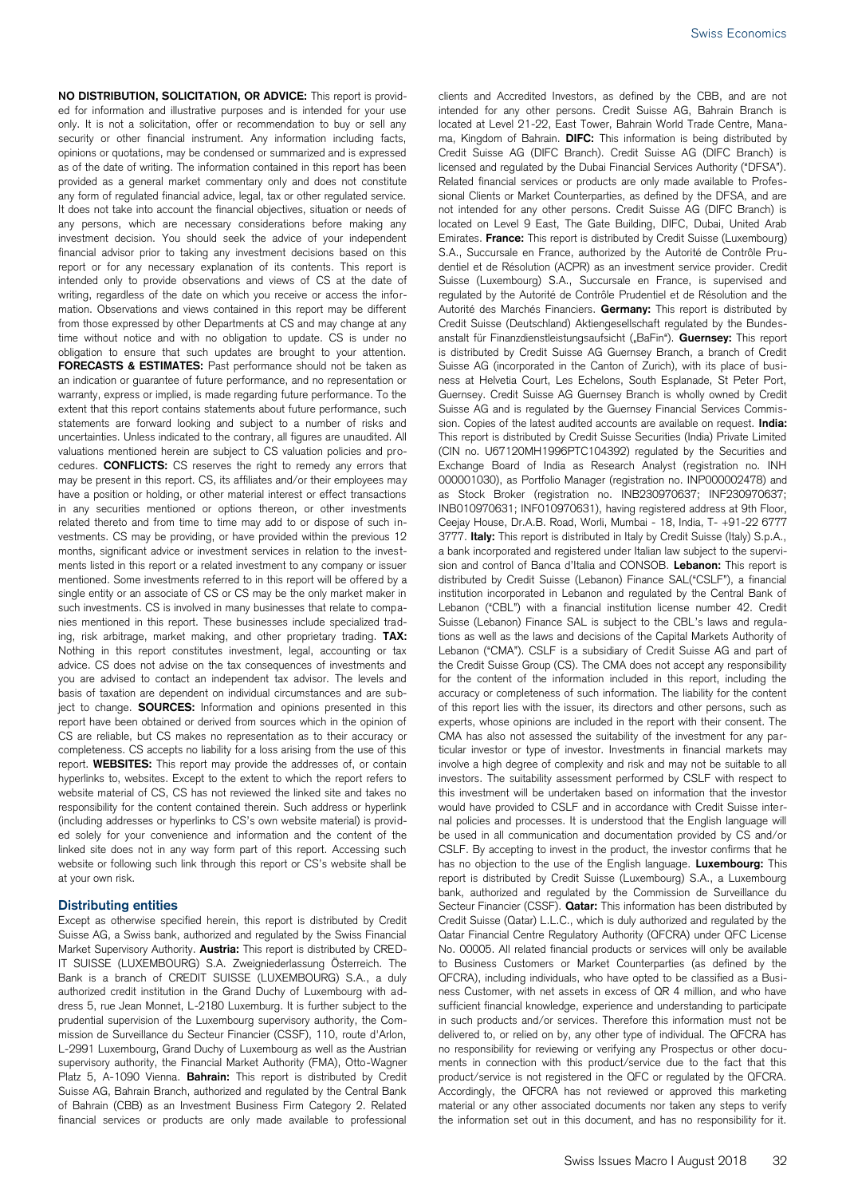**NO DISTRIBUTION, SOLICITATION, OR ADVICE:** This report is provided for information and illustrative purposes and is intended for your use only. It is not a solicitation, offer or recommendation to buy or sell any security or other financial instrument. Any information including facts, opinions or quotations, may be condensed or summarized and is expressed as of the date of writing. The information contained in this report has been provided as a general market commentary only and does not constitute any form of regulated financial advice, legal, tax or other regulated service. It does not take into account the financial objectives, situation or needs of any persons, which are necessary considerations before making any investment decision. You should seek the advice of your independent financial advisor prior to taking any investment decisions based on this report or for any necessary explanation of its contents. This report is intended only to provide observations and views of CS at the date of writing, regardless of the date on which you receive or access the information. Observations and views contained in this report may be different from those expressed by other Departments at CS and may change at any time without notice and with no obligation to update. CS is under no obligation to ensure that such updates are brought to your attention. **FORECASTS & ESTIMATES:** Past performance should not be taken as an indication or guarantee of future performance, and no representation or warranty, express or implied, is made regarding future performance. To the extent that this report contains statements about future performance, such statements are forward looking and subject to a number of risks and uncertainties. Unless indicated to the contrary, all figures are unaudited. All valuations mentioned herein are subject to CS valuation policies and procedures. **CONFLICTS:** CS reserves the right to remedy any errors that may be present in this report. CS, its affiliates and/or their employees may have a position or holding, or other material interest or effect transactions in any securities mentioned or options thereon, or other investments related thereto and from time to time may add to or dispose of such investments. CS may be providing, or have provided within the previous 12 months, significant advice or investment services in relation to the investments listed in this report or a related investment to any company or issuer mentioned. Some investments referred to in this report will be offered by a single entity or an associate of CS or CS may be the only market maker in such investments. CS is involved in many businesses that relate to companies mentioned in this report. These businesses include specialized trading, risk arbitrage, market making, and other proprietary trading. **TAX:** Nothing in this report constitutes investment, legal, accounting or tax advice. CS does not advise on the tax consequences of investments and you are advised to contact an independent tax advisor. The levels and basis of taxation are dependent on individual circumstances and are subject to change. **SOURCES:** Information and opinions presented in this report have been obtained or derived from sources which in the opinion of CS are reliable, but CS makes no representation as to their accuracy or completeness. CS accepts no liability for a loss arising from the use of this report. **WEBSITES:** This report may provide the addresses of, or contain hyperlinks to, websites. Except to the extent to which the report refers to website material of CS, CS has not reviewed the linked site and takes no responsibility for the content contained therein. Such address or hyperlink (including addresses or hyperlinks to CS's own website material) is provided solely for your convenience and information and the content of the linked site does not in any way form part of this report. Accessing such website or following such link through this report or CS's website shall be at your own risk.

## Distributing entities

Except as otherwise specified herein, this report is distributed by Credit Suisse AG, a Swiss bank, authorized and regulated by the Swiss Financial Market Supervisory Authority. **Austria:** This report is distributed by CREDIT SUISSE (LUXEMBOURG) S.A. Zweigniederlassung Österreich. The Bank is a branch of CREDIT SUISSE (LUXEMBOURG) S.A., a duly authorized credit institution in the Grand Duchy of Luxembourg with address 5, rue Jean Monnet, L-2180 Luxemburg. It is further subject to the prudential supervision of the Luxembourg supervisory authority, the Commission de Surveillance du Secteur Financier (CSSF), 110, route d'Arlon, L-2991 Luxembourg, Grand Duchy of Luxembourg as well as the Austrian supervisory authority, the Financial Market Authority (FMA), Otto-Wagner Platz 5, A-1090 Vienna. **Bahrain:** This report is distributed by Credit Suisse AG, Bahrain Branch, authorized and regulated by the Central Bank of Bahrain (CBB) as an Investment Business Firm Category 2. Related financial services or products are only made available to professional clients and Accredited Investors, as defined by the CBB, and are not intended for any other persons. Credit Suisse AG, Bahrain Branch is located at Level 21-22, East Tower, Bahrain World Trade Centre, Manama, Kingdom of Bahrain. **DIFC:** This information is being distributed by Credit Suisse AG (DIFC Branch). Credit Suisse AG (DIFC Branch) is licensed and regulated by the Dubai Financial Services Authority ("DFSA"). Related financial services or products are only made available to Professional Clients or Market Counterparties, as defined by the DFSA, and are not intended for any other persons. Credit Suisse AG (DIFC Branch) is located on Level 9 East, The Gate Building, DIFC, Dubai, United Arab Emirates. **France:** This report is distributed by Credit Suisse (Luxembourg) S.A., Succursale en France, authorized by the Autorité de Contrôle Prudentiel et de Résolution (ACPR) as an investment service provider. Credit Suisse (Luxembourg) S.A., Succursale en France, is supervised and regulated by the Autorité de Contrôle Prudentiel et de Résolution and the Autorité des Marchés Financiers. **Germany:** This report is distributed by Credit Suisse (Deutschland) Aktiengesellschaft regulated by the Bundesanstalt für Finanzdienstleistungsaufsicht („BaFin"). **Guernsey:** This report is distributed by Credit Suisse AG Guernsey Branch, a branch of Credit Suisse AG (incorporated in the Canton of Zurich), with its place of business at Helvetia Court, Les Echelons, South Esplanade, St Peter Port, Guernsey. Credit Suisse AG Guernsey Branch is wholly owned by Credit Suisse AG and is regulated by the Guernsey Financial Services Commission. Copies of the latest audited accounts are available on request. **India:** This report is distributed by Credit Suisse Securities (India) Private Limited (CIN no. U67120MH1996PTC104392) regulated by the Securities and Exchange Board of India as Research Analyst (registration no. INH 000001030), as Portfolio Manager (registration no. INP000002478) and as Stock Broker (registration no. INB230970637; INF230970637; INB010970631; INF010970631), having registered address at 9th Floor, Ceejay House, Dr.A.B. Road, Worli, Mumbai - 18, India, T- +91-22 6777 3777. **Italy:** This report is distributed in Italy by Credit Suisse (Italy) S.p.A., a bank incorporated and registered under Italian law subject to the supervision and control of Banca d'Italia and CONSOB. **Lebanon:** This report is distributed by Credit Suisse (Lebanon) Finance SAL("CSLF"), a financial institution incorporated in Lebanon and regulated by the Central Bank of Lebanon ("CBL") with a financial institution license number 42. Credit Suisse (Lebanon) Finance SAL is subject to the CBL's laws and regulations as well as the laws and decisions of the Capital Markets Authority of Lebanon ("CMA"). CSLF is a subsidiary of Credit Suisse AG and part of the Credit Suisse Group (CS). The CMA does not accept any responsibility for the content of the information included in this report, including the accuracy or completeness of such information. The liability for the content of this report lies with the issuer, its directors and other persons, such as experts, whose opinions are included in the report with their consent. The CMA has also not assessed the suitability of the investment for any particular investor or type of investor. Investments in financial markets may involve a high degree of complexity and risk and may not be suitable to all investors. The suitability assessment performed by CSLF with respect to this investment will be undertaken based on information that the investor would have provided to CSLF and in accordance with Credit Suisse internal policies and processes. It is understood that the English language will be used in all communication and documentation provided by CS and/or CSLF. By accepting to invest in the product, the investor confirms that he has no objection to the use of the English language. **Luxembourg:** This report is distributed by Credit Suisse (Luxembourg) S.A., a Luxembourg bank, authorized and regulated by the Commission de Surveillance du Secteur Financier (CSSF). **Qatar:** This information has been distributed by Credit Suisse (Qatar) L.L.C., which is duly authorized and regulated by the Qatar Financial Centre Regulatory Authority (QFCRA) under QFC License No. 00005. All related financial products or services will only be available to Business Customers or Market Counterparties (as defined by the QFCRA), including individuals, who have opted to be classified as a Business Customer, with net assets in excess of QR 4 million, and who have sufficient financial knowledge, experience and understanding to participate in such products and/or services. Therefore this information must not be delivered to, or relied on by, any other type of individual. The QFCRA has no responsibility for reviewing or verifying any Prospectus or other documents in connection with this product/service due to the fact that this product/service is not registered in the QFC or regulated by the QFCRA. Accordingly, the QFCRA has not reviewed or approved this marketing material or any other associated documents nor taken any steps to verify the information set out in this document, and has no responsibility for it.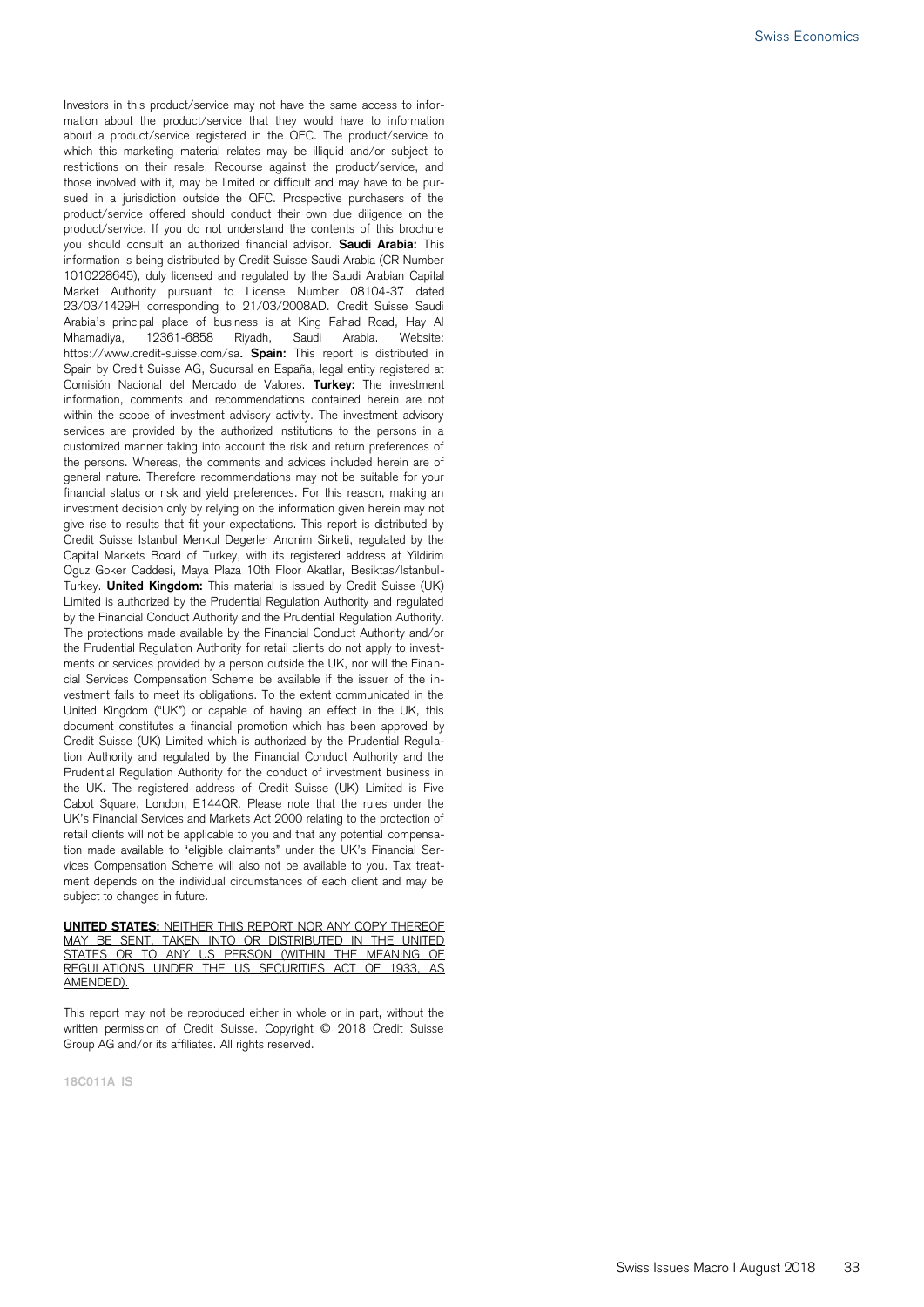Investors in this product/service may not have the same access to information about the product/service that they would have to information about a product/service registered in the QFC. The product/service to which this marketing material relates may be illiquid and/or subject to restrictions on their resale. Recourse against the product/service, and those involved with it, may be limited or difficult and may have to be pursued in a jurisdiction outside the QFC. Prospective purchasers of the product/service offered should conduct their own due diligence on the product/service. If you do not understand the contents of this brochure you should consult an authorized financial advisor. **Saudi Arabia:** This information is being distributed by Credit Suisse Saudi Arabia (CR Number 1010228645), duly licensed and regulated by the Saudi Arabian Capital Market Authority pursuant to License Number 08104-37 dated 23/03/1429H corresponding to 21/03/2008AD. Credit Suisse Saudi Arabia's principal place of business is at King Fahad Road, Hay Al Mhamadiya, 12361-6858 Riyadh, Saudi Arabia. Website: https://www.credit-suisse.com/sa**.** **Spain:** This report is distributed in Spain by Credit Suisse AG, Sucursal en España, legal entity registered at Comisión Nacional del Mercado de Valores. **Turkey:** The investment information, comments and recommendations contained herein are not within the scope of investment advisory activity. The investment advisory services are provided by the authorized institutions to the persons in a customized manner taking into account the risk and return preferences of the persons. Whereas, the comments and advices included herein are of general nature. Therefore recommendations may not be suitable for your financial status or risk and yield preferences. For this reason, making an investment decision only by relying on the information given herein may not give rise to results that fit your expectations. This report is distributed by Credit Suisse Istanbul Menkul Degerler Anonim Sirketi, regulated by the Capital Markets Board of Turkey, with its registered address at Yildirim Oguz Goker Caddesi, Maya Plaza 10th Floor Akatlar, Besiktas/Istanbul-Turkey. **United Kingdom:** This material is issued by Credit Suisse (UK) Limited is authorized by the Prudential Regulation Authority and regulated by the Financial Conduct Authority and the Prudential Regulation Authority. The protections made available by the Financial Conduct Authority and/or the Prudential Regulation Authority for retail clients do not apply to investments or services provided by a person outside the UK, nor will the Financial Services Compensation Scheme be available if the issuer of the investment fails to meet its obligations. To the extent communicated in the United Kingdom ("UK") or capable of having an effect in the UK, this document constitutes a financial promotion which has been approved by Credit Suisse (UK) Limited which is authorized by the Prudential Regulation Authority and regulated by the Financial Conduct Authority and the Prudential Regulation Authority for the conduct of investment business in the UK. The registered address of Credit Suisse (UK) Limited is Five Cabot Square, London, E144QR. Please note that the rules under the UK's Financial Services and Markets Act 2000 relating to the protection of retail clients will not be applicable to you and that any potential compensation made available to "eligible claimants" under the UK's Financial Services Compensation Scheme will also not be available to you. Tax treatment depends on the individual circumstances of each client and may be subject to changes in future.

**UNITED STATES:** NEITHER THIS REPORT NOR ANY COPY THEREOF MAY BE SENT, TAKEN INTO OR DISTRIBUTED IN THE UNITED STATES OR TO ANY US PERSON (WITHIN THE MEANING OF REGULATIONS UNDER THE US SECURITIES ACT OF 1933, AS AMENDED).

This report may not be reproduced either in whole or in part, without the written permission of Credit Suisse. Copyright © 2018 Credit Suisse Group AG and/or its affiliates. All rights reserved.

18C011A_IS